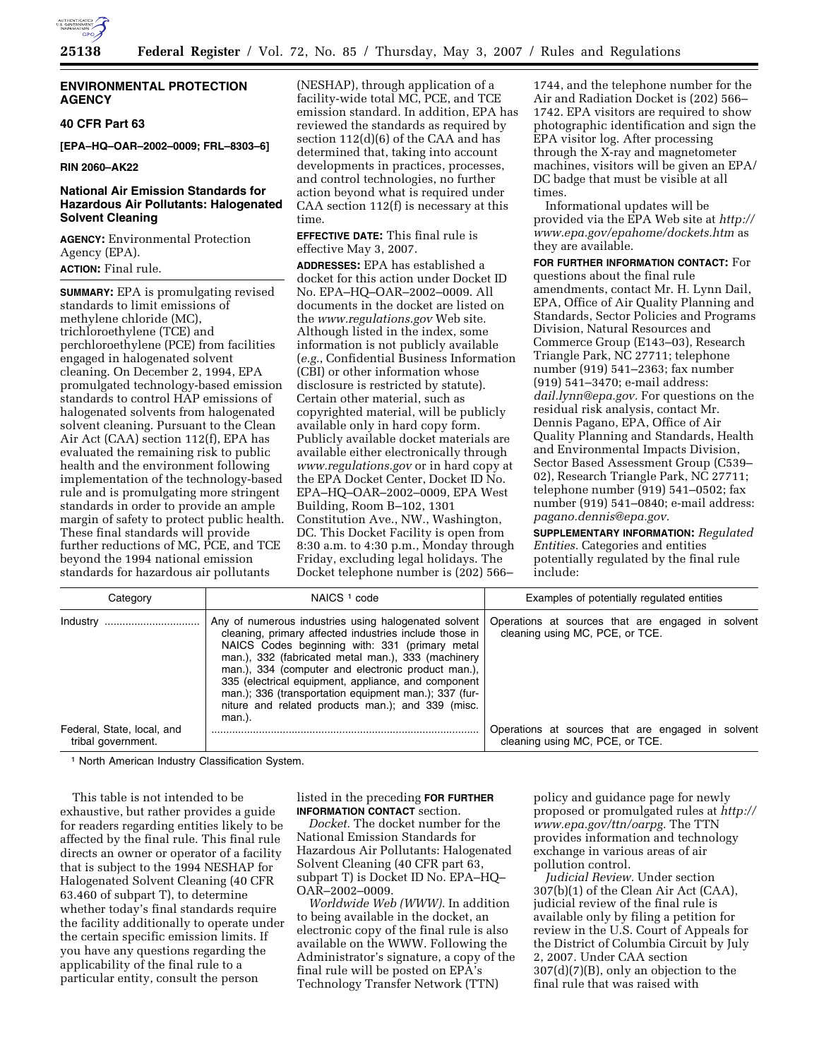## ENVIRONMENTAL PROTECTION AGENCY

### 40 CFR Part 63

**[EPA–HQ–OAR–2002–0009; FRL–8303–6]**

**RIN 2060–AK22**

### National Air Emission Standards for Hazardous Air Pollutants: Halogenated Solvent Cleaning

**AGENCY:** Environmental Protection Agency (EPA).

**ACTION:** Final rule.

**SUMMARY:** EPA is promulgating revised standards to limit emissions of methylene chloride (MC), trichloroethylene (TCE) and perchloroethylene (PCE) from facilities engaged in halogenated solvent cleaning. On December 2, 1994, EPA promulgated technology-based emission standards to control HAP emissions of halogenated solvents from halogenated solvent cleaning. Pursuant to the Clean Air Act (CAA) section 112(f), EPA has evaluated the remaining risk to public health and the environment following implementation of the technology-based rule and is promulgating more stringent standards in order to provide an ample margin of safety to protect public health. These final standards will provide further reductions of MC, PCE, and TCE beyond the 1994 national emission standards for hazardous air pollutants (NESHAP), through application of a facility-wide total MC, PCE, and TCE emission standard. In addition, EPA has reviewed the standards as required by section 112(d)(6) of the CAA and has determined that, taking into account developments in practices, processes, and control technologies, no further action beyond what is required under CAA section 112(f) is necessary at this time.

**EFFECTIVE DATE:** This final rule is effective May 3, 2007.

**ADDRESSES:** EPA has established a docket for this action under Docket ID No. EPA–HQ–OAR–2002–0009. All documents in the docket are listed on the *www.regulations.gov* Web site. Although listed in the index, some information is not publicly available (*e.g.*, Confidential Business Information (CBI) or other information whose disclosure is restricted by statute). Certain other material, such as copyrighted material, will be publicly available only in hard copy form. Publicly available docket materials are available either electronically through *www.regulations.gov* or in hard copy at the EPA Docket Center, Docket ID No. EPA–HQ–OAR–2002–0009, EPA West Building, Room B–102, 1301 Constitution Ave., NW., Washington, DC. This Docket Facility is open from 8:30 a.m. to 4:30 p.m., Monday through Friday, excluding legal holidays. The Docket telephone number is (202) 566–1744, and the telephone number for the Air and Radiation Docket is (202) 566–1742. EPA visitors are required to show photographic identification and sign the EPA visitor log. After processing through the X-ray and magnetometer machines, visitors will be given an EPA/DC badge that must be visible at all times.

Informational updates will be provided via the EPA Web site at *http://www.epa.gov/epahome/dockets.htm* as they are available.

**FOR FURTHER INFORMATION CONTACT:** For questions about the final rule amendments, contact Mr. H. Lynn Dail, EPA, Office of Air Quality Planning and Standards, Sector Policies and Programs Division, Natural Resources and Commerce Group (E143–03), Research Triangle Park, NC 27711; telephone number (919) 541–2363; fax number (919) 541–3470; e-mail address: *dail.lynn@epa.gov.* For questions on the residual risk analysis, contact Mr. Dennis Pagano, EPA, Office of Air Quality Planning and Standards, Health and Environmental Impacts Division, Sector Based Assessment Group (C539–02), Research Triangle Park, NC 27711; telephone number (919) 541–0502; fax number (919) 541–0840; e-mail address: *pagano.dennis@epa.gov.*

**SUPPLEMENTARY INFORMATION:** *Regulated Entities.* Categories and entities potentially regulated by the final rule include:

| Category | NAICS [1] code | Examples of potentially regulated entities |
|---|---|---|
| Industry | Any of numerous industries using halogenated solvent cleaning, primary affected industries include those in NAICS Codes beginning with: 331 (primary metal man.), 332 (fabricated metal man.), 333 (machinery man.), 334 (computer and electronic product man.), 335 (electrical equipment, appliance, and component man.); 336 (transportation equipment man.); 337 (furniture and related products man.); and 339 (misc. man.). | Operations at sources that are engaged in solvent cleaning using MC, PCE, or TCE. |
| Federal, State, local, and tribal government. | | Operations at sources that are engaged in solvent cleaning using MC, PCE, or TCE. |

[1] North American Industry Classification System.

This table is not intended to be exhaustive, but rather provides a guide for readers regarding entities likely to be affected by the final rule. This final rule directs an owner or operator of a facility that is subject to the 1994 NESHAP for Halogenated Solvent Cleaning (40 CFR 63.460 of subpart T), to determine whether today's final standards require the facility additionally to operate under the certain specific emission limits. If you have any questions regarding the applicability of the final rule to a particular entity, consult the person listed in the preceding **FOR FURTHER INFORMATION CONTACT** section.

*Docket.* The docket number for the National Emission Standards for Hazardous Air Pollutants: Halogenated Solvent Cleaning (40 CFR part 63, subpart T) is Docket ID No. EPA–HQ–OAR–2002–0009.

*Worldwide Web (WWW).* In addition to being available in the docket, an electronic copy of the final rule is also available on the WWW. Following the Administrator's signature, a copy of the final rule will be posted on EPA's Technology Transfer Network (TTN) policy and guidance page for newly proposed or promulgated rules at *http://www.epa.gov/ttn/oarpg.* The TTN provides information and technology exchange in various areas of air pollution control.

*Judicial Review.* Under section 307(b)(1) of the Clean Air Act (CAA), judicial review of the final rule is available only by filing a petition for review in the U.S. Court of Appeals for the District of Columbia Circuit by July 2, 2007. Under CAA section 307(d)(7)(B), only an objection to the final rule that was raised with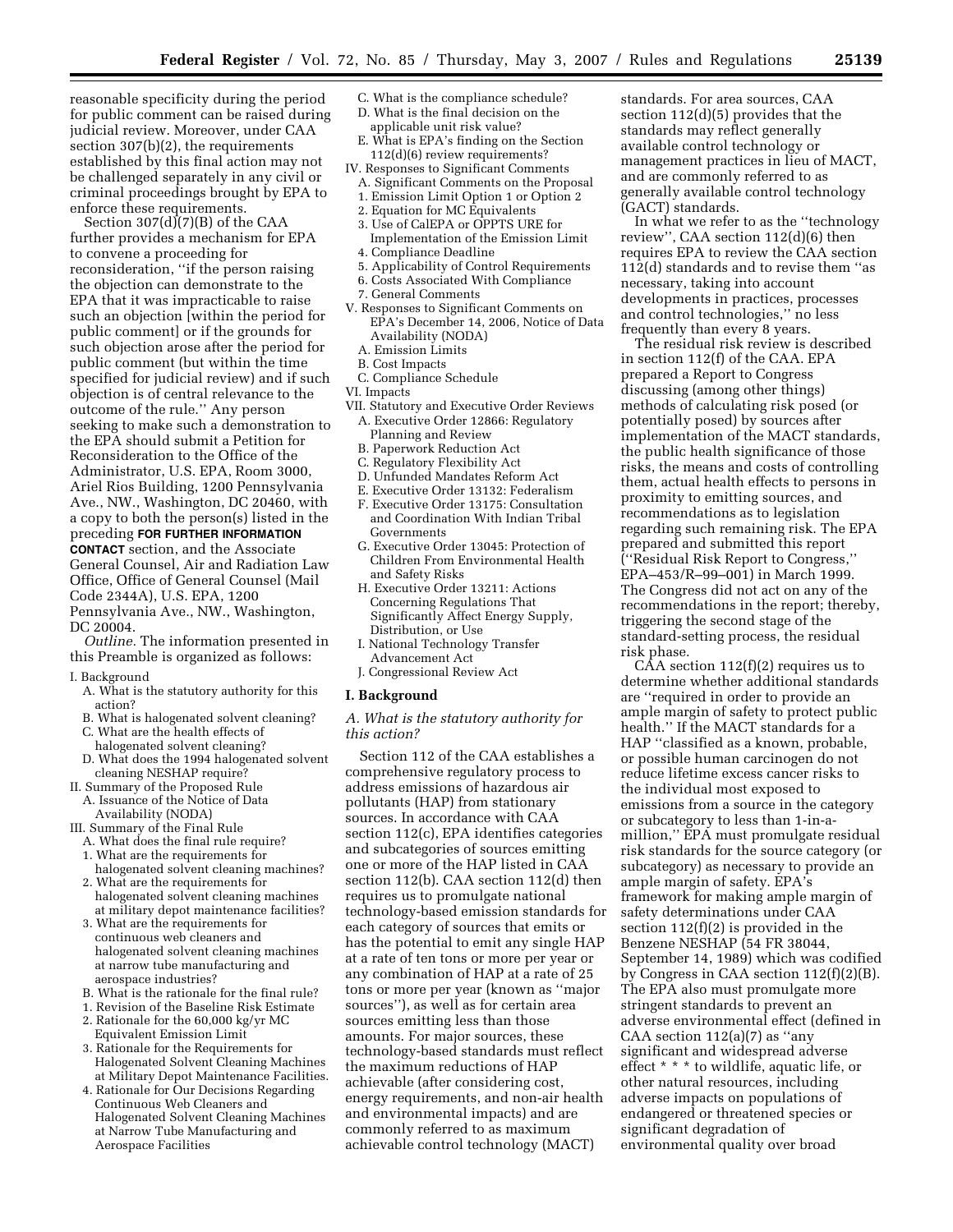reasonable specificity during the period for public comment can be raised during judicial review. Moreover, under CAA section 307(b)(2), the requirements established by this final action may not be challenged separately in any civil or criminal proceedings brought by EPA to enforce these requirements.

Section 307(d)(7)(B) of the CAA further provides a mechanism for EPA to convene a proceeding for reconsideration, ''if the person raising the objection can demonstrate to the EPA that it was impracticable to raise such an objection [within the period for public comment] or if the grounds for such objection arose after the period for public comment (but within the time specified for judicial review) and if such objection is of central relevance to the outcome of the rule.'' Any person seeking to make such a demonstration to the EPA should submit a Petition for Reconsideration to the Office of the Administrator, U.S. EPA, Room 3000, Ariel Rios Building, 1200 Pennsylvania Ave., NW., Washington, DC 20460, with a copy to both the person(s) listed in the preceding **FOR FURTHER INFORMATION CONTACT** section, and the Associate General Counsel, Air and Radiation Law Office, Office of General Counsel (Mail Code 2344A), U.S. EPA, 1200 Pennsylvania Ave., NW., Washington, DC 20004.

*Outline.* The information presented in this Preamble is organized as follows:

I. Background
 A. What is the statutory authority for this action?
 B. What is halogenated solvent cleaning?
 C. What are the health effects of halogenated solvent cleaning?
 D. What does the 1994 halogenated solvent cleaning NESHAP require?
II. Summary of the Proposed Rule
 A. Issuance of the Notice of Data Availability (NODA)
III. Summary of the Final Rule
 A. What does the final rule require?
 1. What are the requirements for halogenated solvent cleaning machines?
 2. What are the requirements for halogenated solvent cleaning machines at military depot maintenance facilities?
 3. What are the requirements for continuous web cleaners and halogenated solvent cleaning machines at narrow tube manufacturing and aerospace industries?
 B. What is the rationale for the final rule?
 1. Revision of the Baseline Risk Estimate
 2. Rationale for the 60,000 kg/yr MC Equivalent Emission Limit
 3. Rationale for the Requirements for Halogenated Solvent Cleaning Machines at Military Depot Maintenance Facilities.
 4. Rationale for Our Decisions Regarding Continuous Web Cleaners and Halogenated Solvent Cleaning Machines at Narrow Tube Manufacturing and Aerospace Facilities
 C. What is the compliance schedule?
 D. What is the final decision on the applicable unit risk value?
 E. What is EPA's finding on the Section 112(d)(6) review requirements?
IV. Responses to Significant Comments
 A. Significant Comments on the Proposal
 1. Emission Limit Option 1 or Option 2
 2. Equation for MC Equivalents
 3. Use of CalEPA or OPPTS URE for Implementation of the Emission Limit
 4. Compliance Deadline
 5. Applicability of Control Requirements
 6. Costs Associated With Compliance
 7. General Comments
V. Responses to Significant Comments on EPA's December 14, 2006, Notice of Data Availability (NODA)
 A. Emission Limits
 B. Cost Impacts
 C. Compliance Schedule
VI. Impacts
VII. Statutory and Executive Order Reviews
 A. Executive Order 12866: Regulatory Planning and Review
 B. Paperwork Reduction Act
 C. Regulatory Flexibility Act
 D. Unfunded Mandates Reform Act
 E. Executive Order 13132: Federalism
 F. Executive Order 13175: Consultation and Coordination With Indian Tribal Governments
 G. Executive Order 13045: Protection of Children From Environmental Health and Safety Risks
 H. Executive Order 13211: Actions Concerning Regulations That Significantly Affect Energy Supply, Distribution, or Use
 I. National Technology Transfer Advancement Act
 J. Congressional Review Act

## I. Background

### *A. What is the statutory authority for this action?*

Section 112 of the CAA establishes a comprehensive regulatory process to address emissions of hazardous air pollutants (HAP) from stationary sources. In accordance with CAA section 112(c), EPA identifies categories and subcategories of sources emitting one or more of the HAP listed in CAA section 112(b). CAA section 112(d) then requires us to promulgate national technology-based emission standards for each category of sources that emits or has the potential to emit any single HAP at a rate of ten tons or more per year or any combination of HAP at a rate of 25 tons or more per year (known as ''major sources''), as well as for certain area sources emitting less than those amounts. For major sources, these technology-based standards must reflect the maximum reductions of HAP achievable (after considering cost, energy requirements, and non-air health and environmental impacts) and are commonly referred to as maximum achievable control technology (MACT) standards. For area sources, CAA section 112(d)(5) provides that the standards may reflect generally available control technology or management practices in lieu of MACT, and are commonly referred to as generally available control technology (GACT) standards.

In what we refer to as the ''technology review'', CAA section 112(d)(6) then requires EPA to review the CAA section 112(d) standards and to revise them ''as necessary, taking into account developments in practices, processes and control technologies,'' no less frequently than every 8 years.

The residual risk review is described in section 112(f) of the CAA. EPA prepared a Report to Congress discussing (among other things) methods of calculating risk posed (or potentially posed) by sources after implementation of the MACT standards, the public health significance of those risks, the means and costs of controlling them, actual health effects to persons in proximity to emitting sources, and recommendations as to legislation regarding such remaining risk. The EPA prepared and submitted this report (''Residual Risk Report to Congress,'' EPA–453/R–99–001) in March 1999. The Congress did not act on any of the recommendations in the report; thereby, triggering the second stage of the standard-setting process, the residual risk phase.

CAA section 112(f)(2) requires us to determine whether additional standards are ''required in order to provide an ample margin of safety to protect public health.'' If the MACT standards for a HAP ''classified as a known, probable, or possible human carcinogen do not reduce lifetime excess cancer risks to the individual most exposed to emissions from a source in the category or subcategory to less than 1-in-a-million,'' EPA must promulgate residual risk standards for the source category (or subcategory) as necessary to provide an ample margin of safety. EPA's framework for making ample margin of safety determinations under CAA section 112(f)(2) is provided in the Benzene NESHAP (54 FR 38044, September 14, 1989) which was codified by Congress in CAA section 112(f)(2)(B). The EPA also must promulgate more stringent standards to prevent an adverse environmental effect (defined in CAA section 112(a)(7) as ''any significant and widespread adverse effect * * * to wildlife, aquatic life, or other natural resources, including adverse impacts on populations of endangered or threatened species or significant degradation of environmental quality over broad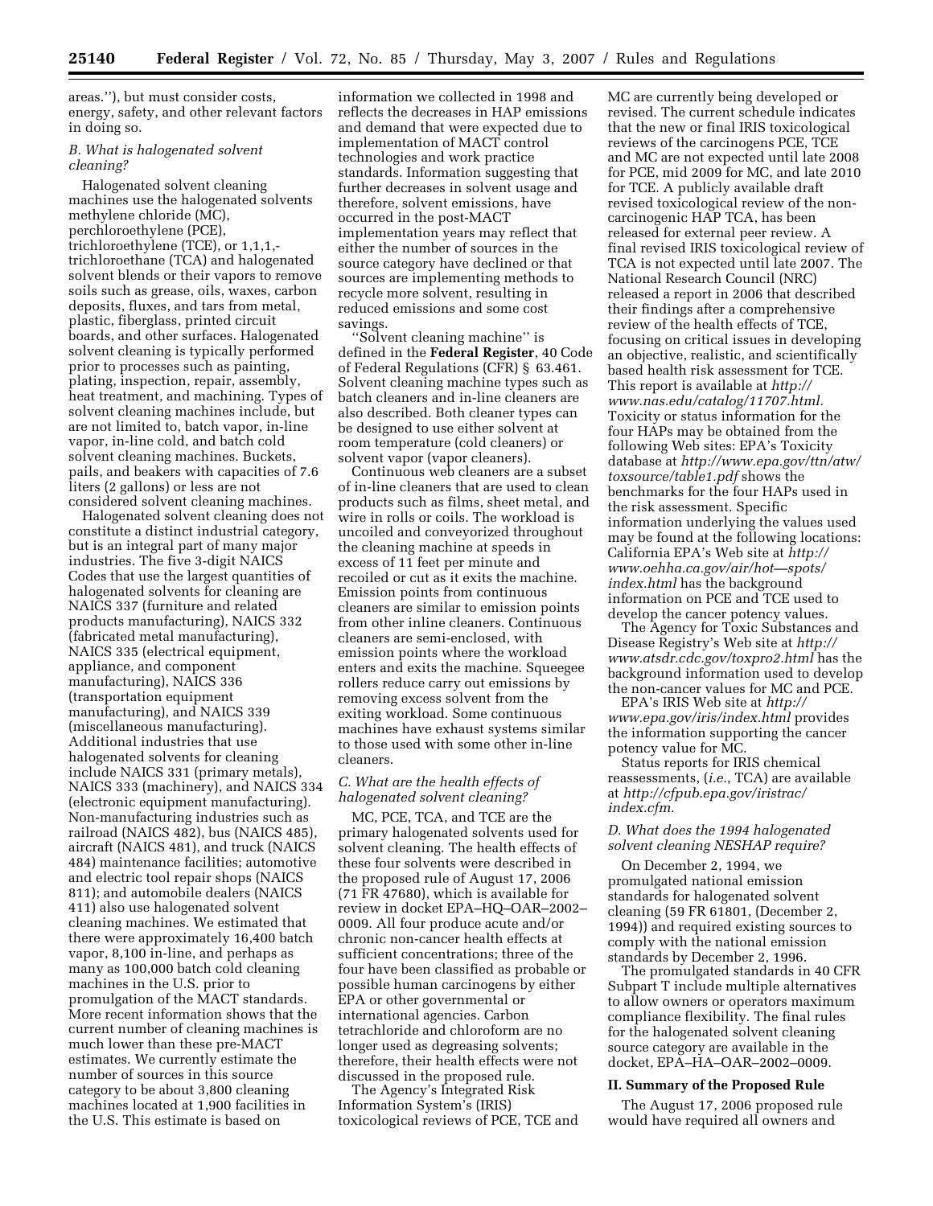areas.''), but must consider costs, energy, safety, and other relevant factors in doing so.

### B. What is halogenated solvent cleaning?

Halogenated solvent cleaning machines use the halogenated solvents methylene chloride (MC), perchloroethylene (PCE), trichloroethylene (TCE), or 1,1,1,-trichloroethane (TCA) and halogenated solvent blends or their vapors to remove soils such as grease, oils, waxes, carbon deposits, fluxes, and tars from metal, plastic, fiberglass, printed circuit boards, and other surfaces. Halogenated solvent cleaning is typically performed prior to processes such as painting, plating, inspection, repair, assembly, heat treatment, and machining. Types of solvent cleaning machines include, but are not limited to, batch vapor, in-line vapor, in-line cold, and batch cold solvent cleaning machines. Buckets, pails, and beakers with capacities of 7.6 liters (2 gallons) or less are not considered solvent cleaning machines.

Halogenated solvent cleaning does not constitute a distinct industrial category, but is an integral part of many major industries. The five 3-digit NAICS Codes that use the largest quantities of halogenated solvents for cleaning are NAICS 337 (furniture and related products manufacturing), NAICS 332 (fabricated metal manufacturing), NAICS 335 (electrical equipment, appliance, and component manufacturing), NAICS 336 (transportation equipment manufacturing), and NAICS 339 (miscellaneous manufacturing). Additional industries that use halogenated solvents for cleaning include NAICS 331 (primary metals), NAICS 333 (machinery), and NAICS 334 (electronic equipment manufacturing). Non-manufacturing industries such as railroad (NAICS 482), bus (NAICS 485), aircraft (NAICS 481), and truck (NAICS 484) maintenance facilities; automotive and electric tool repair shops (NAICS 811); and automobile dealers (NAICS 411) also use halogenated solvent cleaning machines. We estimated that there were approximately 16,400 batch vapor, 8,100 in-line, and perhaps as many as 100,000 batch cold cleaning machines in the U.S. prior to promulgation of the MACT standards. More recent information shows that the current number of cleaning machines is much lower than these pre-MACT estimates. We currently estimate the number of sources in this source category to be about 3,800 cleaning machines located at 1,900 facilities in the U.S. This estimate is based on information we collected in 1998 and reflects the decreases in HAP emissions and demand that were expected due to implementation of MACT control technologies and work practice standards. Information suggesting that further decreases in solvent usage and therefore, solvent emissions, have occurred in the post-MACT implementation years may reflect that either the number of sources in the source category have declined or that sources are implementing methods to recycle more solvent, resulting in reduced emissions and some cost savings.

''Solvent cleaning machine'' is defined in the **Federal Register**, 40 Code of Federal Regulations (CFR) § 63.461. Solvent cleaning machine types such as batch cleaners and in-line cleaners are also described. Both cleaner types can be designed to use either solvent at room temperature (cold cleaners) or solvent vapor (vapor cleaners).

Continuous web cleaners are a subset of in-line cleaners that are used to clean products such as films, sheet metal, and wire in rolls or coils. The workload is uncoiled and conveyorized throughout the cleaning machine at speeds in excess of 11 feet per minute and recoiled or cut as it exits the machine. Emission points from continuous cleaners are similar to emission points from other inline cleaners. Continuous cleaners are semi-enclosed, with emission points where the workload enters and exits the machine. Squeegee rollers reduce carry out emissions by removing excess solvent from the exiting workload. Some continuous machines have exhaust systems similar to those used with some other in-line cleaners.

### C. What are the health effects of halogenated solvent cleaning?

MC, PCE, TCA, and TCE are the primary halogenated solvents used for solvent cleaning. The health effects of these four solvents were described in the proposed rule of August 17, 2006 (71 FR 47680), which is available for review in docket EPA–HQ–OAR–2002–0009. All four produce acute and/or chronic non-cancer health effects at sufficient concentrations; three of the four have been classified as probable or possible human carcinogens by either EPA or other governmental or international agencies. Carbon tetrachloride and chloroform are no longer used as degreasing solvents; therefore, their health effects were not discussed in the proposed rule.

The Agency's Integrated Risk Information System's (IRIS) toxicological reviews of PCE, TCE and MC are currently being developed or revised. The current schedule indicates that the new or final IRIS toxicological reviews of the carcinogens PCE, TCE and MC are not expected until late 2008 for PCE, mid 2009 for MC, and late 2010 for TCE. A publicly available draft revised toxicological review of the non-carcinogenic HAP TCA, has been released for external peer review. A final revised IRIS toxicological review of TCA is not expected until late 2007. The National Research Council (NRC) released a report in 2006 that described their findings after a comprehensive review of the health effects of TCE, focusing on critical issues in developing an objective, realistic, and scientifically based health risk assessment for TCE. This report is available at *http://www.nas.edu/catalog/11707.html.* Toxicity or status information for the four HAPs may be obtained from the following Web sites: EPA's Toxicity database at *http://www.epa.gov/ttn/atw/toxsource/table1.pdf* shows the benchmarks for the four HAPs used in the risk assessment. Specific information underlying the values used may be found at the following locations: California EPA's Web site at *http://www.oehha.ca.gov/air/hot—spots/index.html* has the background information on PCE and TCE used to develop the cancer potency values.

The Agency for Toxic Substances and Disease Registry's Web site at *http://www.atsdr.cdc.gov/toxpro2.html* has the background information used to develop the non-cancer values for MC and PCE.

EPA's IRIS Web site at *http://www.epa.gov/iris/index.html* provides the information supporting the cancer potency value for MC.

Status reports for IRIS chemical reassessments, (*i.e.*, TCA) are available at *http://cfpub.epa.gov/iristrac/index.cfm.*

### D. What does the 1994 halogenated solvent cleaning NESHAP require?

On December 2, 1994, we promulgated national emission standards for halogenated solvent cleaning (59 FR 61801, (December 2, 1994)) and required existing sources to comply with the national emission standards by December 2, 1996.

The promulgated standards in 40 CFR Subpart T include multiple alternatives to allow owners or operators maximum compliance flexibility. The final rules for the halogenated solvent cleaning source category are available in the docket, EPA–HA–OAR–2002–0009.

## II. Summary of the Proposed Rule

The August 17, 2006 proposed rule would have required all owners and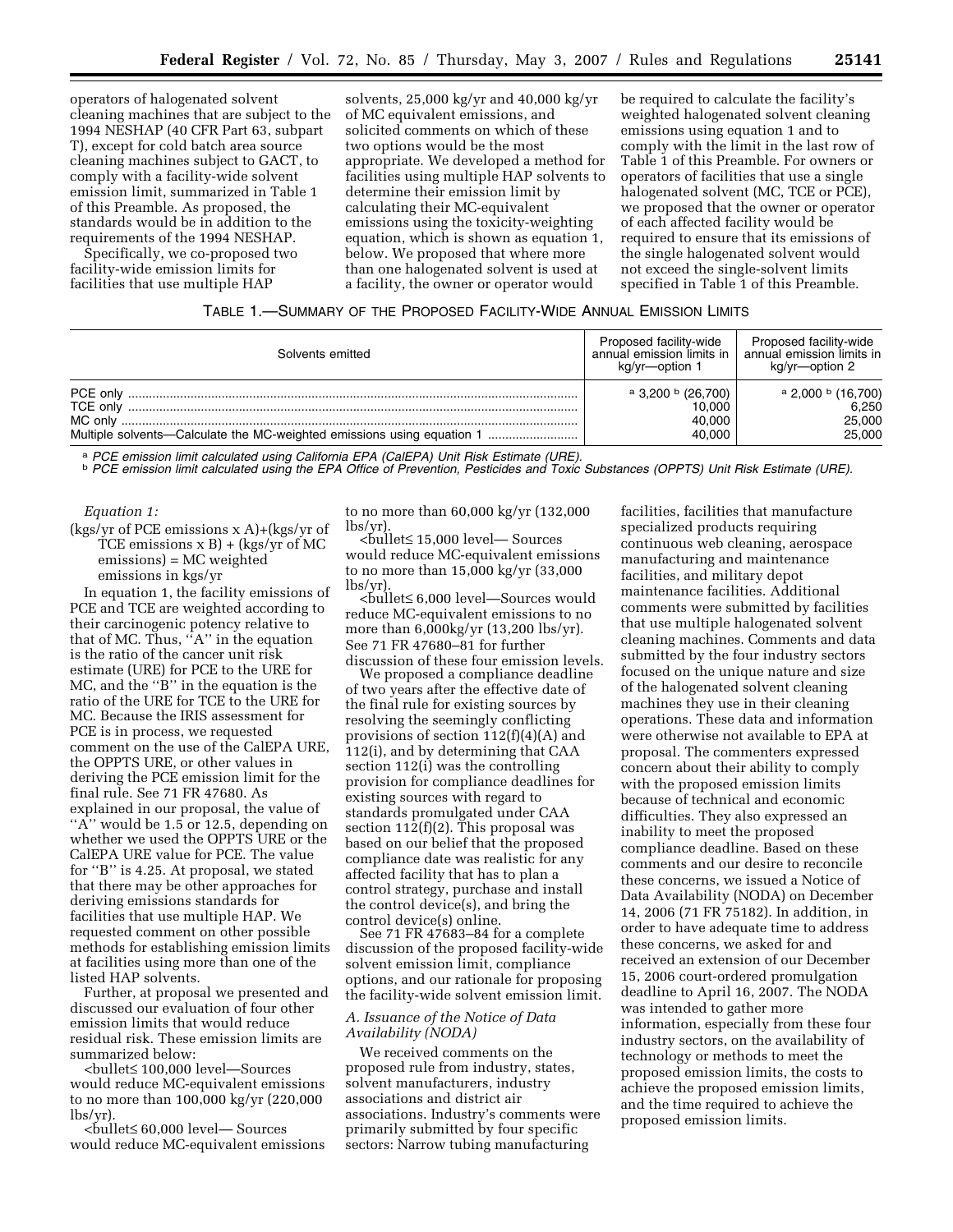operators of halogenated solvent cleaning machines that are subject to the 1994 NESHAP (40 CFR Part 63, subpart T), except for cold batch area source cleaning machines subject to GACT, to comply with a facility-wide solvent emission limit, summarized in Table 1 of this Preamble. As proposed, the standards would be in addition to the requirements of the 1994 NESHAP.

Specifically, we co-proposed two facility-wide emission limits for facilities that use multiple HAP solvents, 25,000 kg/yr and 40,000 kg/yr of MC equivalent emissions, and solicited comments on which of these two options would be the most appropriate. We developed a method for facilities using multiple HAP solvents to determine their emission limit by calculating their MC-equivalent emissions using the toxicity-weighting equation, which is shown as equation 1, below. We proposed that where more than one halogenated solvent is used at a facility, the owner or operator would be required to calculate the facility's weighted halogenated solvent cleaning emissions using equation 1 and to comply with the limit in the last row of Table 1 of this Preamble. For owners or operators of facilities that use a single halogenated solvent (MC, TCE or PCE), we proposed that the owner or operator of each affected facility would be required to ensure that its emissions of the single halogenated solvent would not exceed the single-solvent limits specified in Table 1 of this Preamble.

TABLE 1.—SUMMARY OF THE PROPOSED FACILITY-WIDE ANNUAL EMISSION LIMITS

| Solvents emitted | Proposed facility-wide annual emission limits in kg/yr—option 1 | Proposed facility-wide annual emission limits in kg/yr—option 2 |
|---|---|---|
| PCE only | [a] 3,200 [b] (26,700) | [a] 2,000 [b] (16,700) |
| TCE only | 10,000 | 6,250 |
| MC only | 40,000 | 25,000 |
| Multiple solvents—Calculate the MC-weighted emissions using equation 1 | 40,000 | 25,000 |

[a] *PCE emission limit calculated using California EPA (CalEPA) Unit Risk Estimate (URE).*
[b] *PCE emission limit calculated using the EPA Office of Prevention, Pesticides and Toxic Substances (OPPTS) Unit Risk Estimate (URE).*

*Equation 1:*

(kgs/yr of PCE emissions x A)+(kgs/yr of TCE emissions x B) + (kgs/yr of MC emissions) = MC weighted emissions in kgs/yr

In equation 1, the facility emissions of PCE and TCE are weighted according to their carcinogenic potency relative to that of MC. Thus, ''A'' in the equation is the ratio of the cancer unit risk estimate (URE) for PCE to the URE for MC, and the ''B'' in the equation is the ratio of the URE for TCE to the URE for MC. Because the IRIS assessment for PCE is in process, we requested comment on the use of the CalEPA URE, the OPPTS URE, or other values in deriving the PCE emission limit for the final rule. See 71 FR 47680. As explained in our proposal, the value of ''A'' would be 1.5 or 12.5, depending on whether we used the OPPTS URE or the CalEPA URE value for PCE. The value for ''B'' is 4.25. At proposal, we stated that there may be other approaches for deriving emissions standards for facilities that use multiple HAP. We requested comment on other possible methods for establishing emission limits at facilities using more than one of the listed HAP solvents.

Further, at proposal we presented and discussed our evaluation of four other emission limits that would reduce residual risk. These emission limits are summarized below:

<bullet≤ 100,000 level—Sources would reduce MC-equivalent emissions to no more than 100,000 kg/yr (220,000 lbs/yr).

<bullet≤ 60,000 level— Sources would reduce MC-equivalent emissions to no more than 60,000 kg/yr (132,000 lbs/yr).

<bullet≤ 15,000 level— Sources would reduce MC-equivalent emissions to no more than 15,000 kg/yr (33,000 lbs/yr).

<bullet≤ 6,000 level—Sources would reduce MC-equivalent emissions to no more than 6,000kg/yr (13,200 lbs/yr). See 71 FR 47680–81 for further discussion of these four emission levels.

We proposed a compliance deadline of two years after the effective date of the final rule for existing sources by resolving the seemingly conflicting provisions of section 112(f)(4)(A) and 112(i), and by determining that CAA section 112(i) was the controlling provision for compliance deadlines for existing sources with regard to standards promulgated under CAA section 112(f)(2). This proposal was based on our belief that the proposed compliance date was realistic for any affected facility that has to plan a control strategy, purchase and install the control device(s), and bring the control device(s) online.

See 71 FR 47683–84 for a complete discussion of the proposed facility-wide solvent emission limit, compliance options, and our rationale for proposing the facility-wide solvent emission limit.

### *A. Issuance of the Notice of Data Availability (NODA)*

We received comments on the proposed rule from industry, states, solvent manufacturers, industry associations and district air associations. Industry's comments were primarily submitted by four specific sectors: Narrow tubing manufacturing facilities, facilities that manufacture specialized products requiring continuous web cleaning, aerospace manufacturing and maintenance facilities, and military depot maintenance facilities. Additional comments were submitted by facilities that use multiple halogenated solvent cleaning machines. Comments and data submitted by the four industry sectors focused on the unique nature and size of the halogenated solvent cleaning machines they use in their cleaning operations. These data and information were otherwise not available to EPA at proposal. The commenters expressed concern about their ability to comply with the proposed emission limits because of technical and economic difficulties. They also expressed an inability to meet the proposed compliance deadline. Based on these comments and our desire to reconcile these concerns, we issued a Notice of Data Availability (NODA) on December 14, 2006 (71 FR 75182). In addition, in order to have adequate time to address these concerns, we asked for and received an extension of our December 15, 2006 court-ordered promulgation deadline to April 16, 2007. The NODA was intended to gather more information, especially from these four industry sectors, on the availability of technology or methods to meet the proposed emission limits, the costs to achieve the proposed emission limits, and the time required to achieve the proposed emission limits.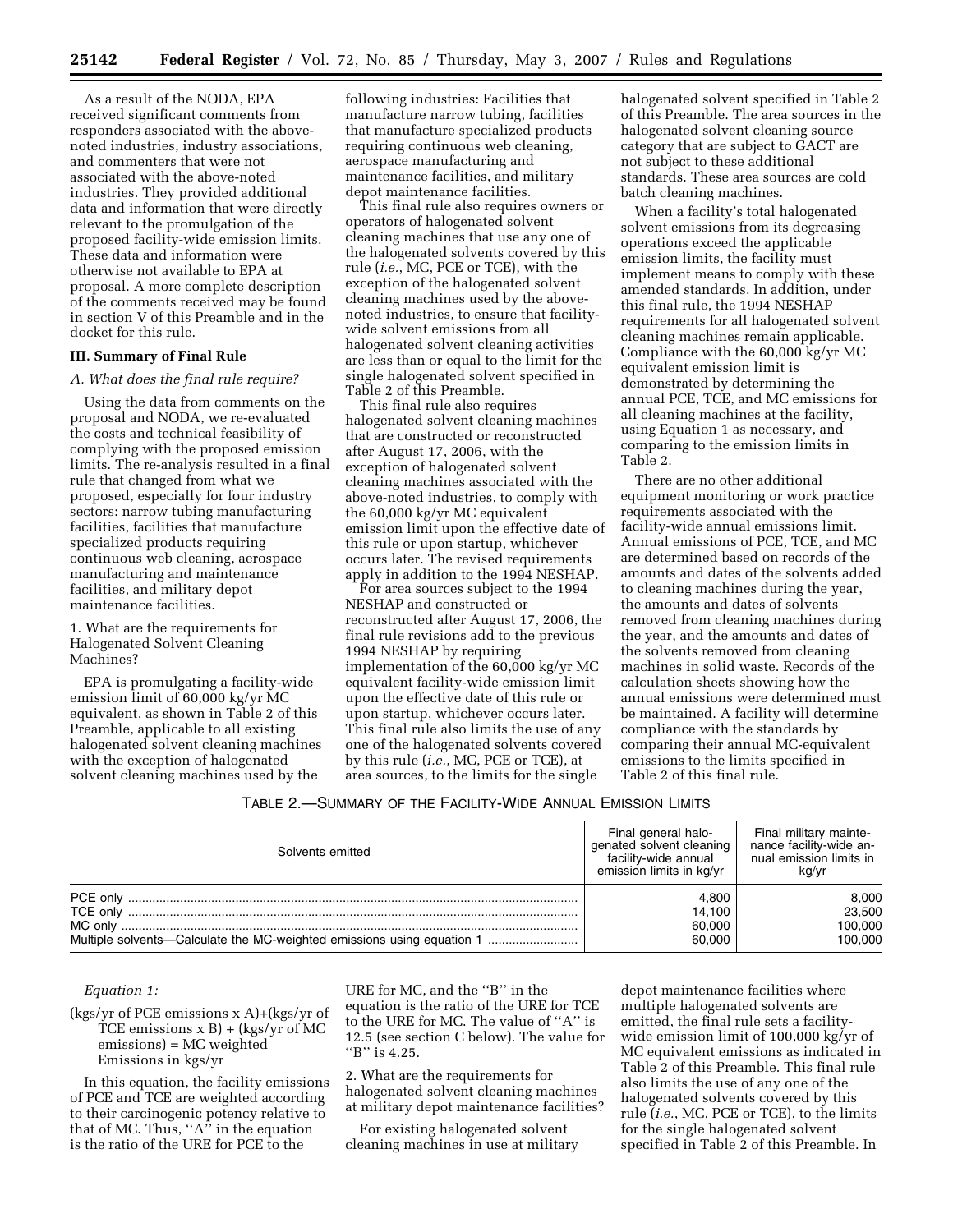As a result of the NODA, EPA received significant comments from responders associated with the above-noted industries, industry associations, and commenters that were not associated with the above-noted industries. They provided additional data and information that were directly relevant to the promulgation of the proposed facility-wide emission limits. These data and information were otherwise not available to EPA at proposal. A more complete description of the comments received may be found in section V of this Preamble and in the docket for this rule.

## III. Summary of Final Rule

### *A. What does the final rule require?*

Using the data from comments on the proposal and NODA, we re-evaluated the costs and technical feasibility of complying with the proposed emission limits. The re-analysis resulted in a final rule that changed from what we proposed, especially for four industry sectors: narrow tubing manufacturing facilities, facilities that manufacture specialized products requiring continuous web cleaning, aerospace manufacturing and maintenance facilities, and military depot maintenance facilities.

1. What are the requirements for Halogenated Solvent Cleaning Machines?

EPA is promulgating a facility-wide emission limit of 60,000 kg/yr MC equivalent, as shown in Table 2 of this Preamble, applicable to all existing halogenated solvent cleaning machines with the exception of halogenated solvent cleaning machines used by the following industries: Facilities that manufacture narrow tubing, facilities that manufacture specialized products requiring continuous web cleaning, aerospace manufacturing and maintenance facilities, and military depot maintenance facilities.

This final rule also requires owners or operators of halogenated solvent cleaning machines that use any one of the halogenated solvents covered by this rule (*i.e.*, MC, PCE or TCE), with the exception of the halogenated solvent cleaning machines used by the above-noted industries, to ensure that facility-wide solvent emissions from all halogenated solvent cleaning activities are less than or equal to the limit for the single halogenated solvent specified in Table 2 of this Preamble.

This final rule also requires halogenated solvent cleaning machines that are constructed or reconstructed after August 17, 2006, with the exception of halogenated solvent cleaning machines associated with the above-noted industries, to comply with the 60,000 kg/yr MC equivalent emission limit upon the effective date of this rule or upon startup, whichever occurs later. The revised requirements apply in addition to the 1994 NESHAP.

For area sources subject to the 1994 NESHAP and constructed or reconstructed after August 17, 2006, the final rule revisions add to the previous 1994 NESHAP by requiring implementation of the 60,000 kg/yr MC equivalent facility-wide emission limit upon the effective date of this rule or upon startup, whichever occurs later. This final rule also limits the use of any one of the halogenated solvents covered by this rule (*i.e.*, MC, PCE or TCE), at area sources, to the limits for the single halogenated solvent specified in Table 2 of this Preamble. The area sources in the halogenated solvent cleaning source category that are subject to GACT are not subject to these additional standards. These area sources are cold batch cleaning machines.

When a facility's total halogenated solvent emissions from its degreasing operations exceed the applicable emission limits, the facility must implement means to comply with these amended standards. In addition, under this final rule, the 1994 NESHAP requirements for all halogenated solvent cleaning machines remain applicable. Compliance with the 60,000 kg/yr MC equivalent emission limit is demonstrated by determining the annual PCE, TCE, and MC emissions for all cleaning machines at the facility, using Equation 1 as necessary, and comparing to the emission limits in Table 2.

There are no other additional equipment monitoring or work practice requirements associated with the facility-wide annual emissions limit. Annual emissions of PCE, TCE, and MC are determined based on records of the amounts and dates of the solvents added to cleaning machines during the year, the amounts and dates of solvents removed from cleaning machines during the year, and the amounts and dates of the solvents removed from cleaning machines in solid waste. Records of the calculation sheets showing how the annual emissions were determined must be maintained. A facility will determine compliance with the standards by comparing their annual MC-equivalent emissions to the limits specified in Table 2 of this final rule.

TABLE 2.—SUMMARY OF THE FACILITY-WIDE ANNUAL EMISSION LIMITS

| Solvents emitted | Final general halogenated solvent cleaning facility-wide annual emission limits in kg/yr | Final military maintenance facility-wide annual emission limits in kg/yr |
|---|---|---|
| PCE only | 4,800 | 8,000 |
| TCE only | 14,100 | 23,500 |
| MC only | 60,000 | 100,000 |
| Multiple solvents—Calculate the MC-weighted emissions using equation 1 | 60,000 | 100,000 |

*Equation 1:*

(kgs/yr of PCE emissions x A)+(kgs/yr of TCE emissions x B) + (kgs/yr of MC emissions) = MC weighted Emissions in kgs/yr

In this equation, the facility emissions of PCE and TCE are weighted according to their carcinogenic potency relative to that of MC. Thus, "A" in the equation is the ratio of the URE for PCE to the URE for MC, and the "B" in the equation is the ratio of the URE for TCE to the URE for MC. The value of "A" is 12.5 (see section C below). The value for "B" is 4.25.

2. What are the requirements for halogenated solvent cleaning machines at military depot maintenance facilities?

For existing halogenated solvent cleaning machines in use at military depot maintenance facilities where multiple halogenated solvents are emitted, the final rule sets a facility-wide emission limit of 100,000 kg/yr of MC equivalent emissions as indicated in Table 2 of this Preamble. This final rule also limits the use of any one of the halogenated solvents covered by this rule (*i.e.*, MC, PCE or TCE), to the limits for the single halogenated solvent specified in Table 2 of this Preamble. In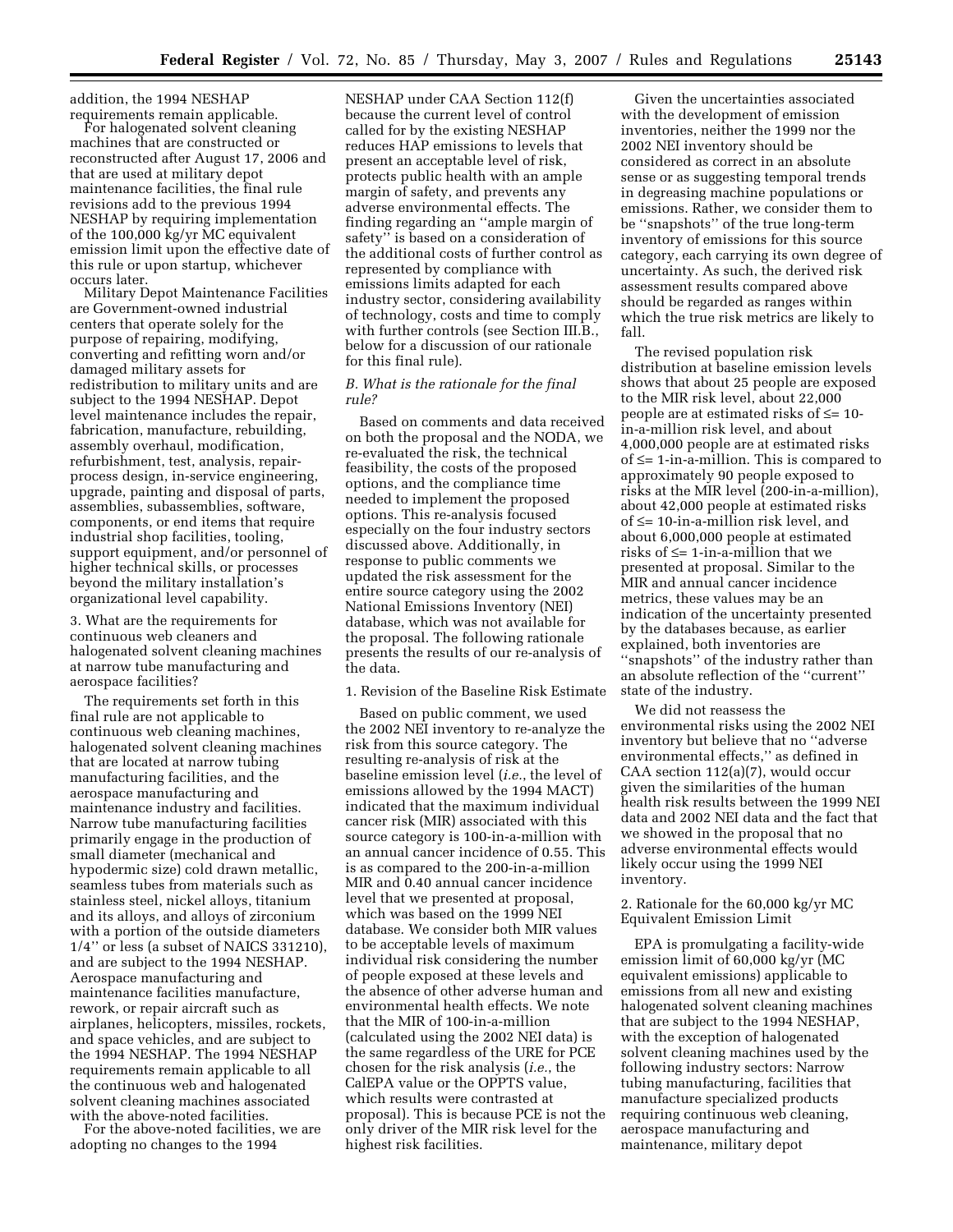addition, the 1994 NESHAP requirements remain applicable.

For halogenated solvent cleaning machines that are constructed or reconstructed after August 17, 2006 and that are used at military depot maintenance facilities, the final rule revisions add to the previous 1994 NESHAP by requiring implementation of the 100,000 kg/yr MC equivalent emission limit upon the effective date of this rule or upon startup, whichever occurs later.

Military Depot Maintenance Facilities are Government-owned industrial centers that operate solely for the purpose of repairing, modifying, converting and refitting worn and/or damaged military assets for redistribution to military units and are subject to the 1994 NESHAP. Depot level maintenance includes the repair, fabrication, manufacture, rebuilding, assembly overhaul, modification, refurbishment, test, analysis, repair-process design, in-service engineering, upgrade, painting and disposal of parts, assemblies, subassemblies, software, components, or end items that require industrial shop facilities, tooling, support equipment, and/or personnel of higher technical skills, or processes beyond the military installation's organizational level capability.

3. What are the requirements for continuous web cleaners and halogenated solvent cleaning machines at narrow tube manufacturing and aerospace facilities?

The requirements set forth in this final rule are not applicable to continuous web cleaning machines, halogenated solvent cleaning machines that are located at narrow tubing manufacturing facilities, and the aerospace manufacturing and maintenance industry and facilities. Narrow tube manufacturing facilities primarily engage in the production of small diameter (mechanical and hypodermic size) cold drawn metallic, seamless tubes from materials such as stainless steel, nickel alloys, titanium and its alloys, and alloys of zirconium with a portion of the outside diameters 1/4'' or less (a subset of NAICS 331210), and are subject to the 1994 NESHAP. Aerospace manufacturing and maintenance facilities manufacture, rework, or repair aircraft such as airplanes, helicopters, missiles, rockets, and space vehicles, and are subject to the 1994 NESHAP. The 1994 NESHAP requirements remain applicable to all the continuous web and halogenated solvent cleaning machines associated with the above-noted facilities.

For the above-noted facilities, we are adopting no changes to the 1994 NESHAP under CAA Section 112(f) because the current level of control called for by the existing NESHAP reduces HAP emissions to levels that present an acceptable level of risk, protects public health with an ample margin of safety, and prevents any adverse environmental effects. The finding regarding an ''ample margin of safety'' is based on a consideration of the additional costs of further control as represented by compliance with emissions limits adapted for each industry sector, considering availability of technology, costs and time to comply with further controls (see Section III.B., below for a discussion of our rationale for this final rule).

### *B. What is the rationale for the final rule?*

Based on comments and data received on both the proposal and the NODA, we re-evaluated the risk, the technical feasibility, the costs of the proposed options, and the compliance time needed to implement the proposed options. This re-analysis focused especially on the four industry sectors discussed above. Additionally, in response to public comments we updated the risk assessment for the entire source category using the 2002 National Emissions Inventory (NEI) database, which was not available for the proposal. The following rationale presents the results of our re-analysis of the data.

1. Revision of the Baseline Risk Estimate

Based on public comment, we used the 2002 NEI inventory to re-analyze the risk from this source category. The resulting re-analysis of risk at the baseline emission level (*i.e.*, the level of emissions allowed by the 1994 MACT) indicated that the maximum individual cancer risk (MIR) associated with this source category is 100-in-a-million with an annual cancer incidence of 0.55. This is as compared to the 200-in-a-million MIR and 0.40 annual cancer incidence level that we presented at proposal, which was based on the 1999 NEI database. We consider both MIR values to be acceptable levels of maximum individual risk considering the number of people exposed at these levels and the absence of other adverse human and environmental health effects. We note that the MIR of 100-in-a-million (calculated using the 2002 NEI data) is the same regardless of the URE for PCE chosen for the risk analysis (*i.e.*, the CalEPA value or the OPPTS value, which results were contrasted at proposal). This is because PCE is not the only driver of the MIR risk level for the highest risk facilities.

Given the uncertainties associated with the development of emission inventories, neither the 1999 nor the 2002 NEI inventory should be considered as correct in an absolute sense or as suggesting temporal trends in degreasing machine populations or emissions. Rather, we consider them to be ''snapshots'' of the true long-term inventory of emissions for this source category, each carrying its own degree of uncertainty. As such, the derived risk assessment results compared above should be regarded as ranges within which the true risk metrics are likely to fall.

The revised population risk distribution at baseline emission levels shows that about 25 people are exposed to the MIR risk level, about 22,000 people are at estimated risks of ≤= 10-in-a-million risk level, and about 4,000,000 people are at estimated risks of ≤= 1-in-a-million. This is compared to approximately 90 people exposed to risks at the MIR level (200-in-a-million), about 42,000 people at estimated risks of ≤= 10-in-a-million risk level, and about 6,000,000 people at estimated risks of ≤= 1-in-a-million that we presented at proposal. Similar to the MIR and annual cancer incidence metrics, these values may be an indication of the uncertainty presented by the databases because, as earlier explained, both inventories are ''snapshots'' of the industry rather than an absolute reflection of the ''current'' state of the industry.

We did not reassess the environmental risks using the 2002 NEI inventory but believe that no ''adverse environmental effects,'' as defined in CAA section 112(a)(7), would occur given the similarities of the human health risk results between the 1999 NEI data and 2002 NEI data and the fact that we showed in the proposal that no adverse environmental effects would likely occur using the 1999 NEI inventory.

2. Rationale for the 60,000 kg/yr MC Equivalent Emission Limit

EPA is promulgating a facility-wide emission limit of 60,000 kg/yr (MC equivalent emissions) applicable to emissions from all new and existing halogenated solvent cleaning machines that are subject to the 1994 NESHAP, with the exception of halogenated solvent cleaning machines used by the following industry sectors: Narrow tubing manufacturing, facilities that manufacture specialized products requiring continuous web cleaning, aerospace manufacturing and maintenance, military depot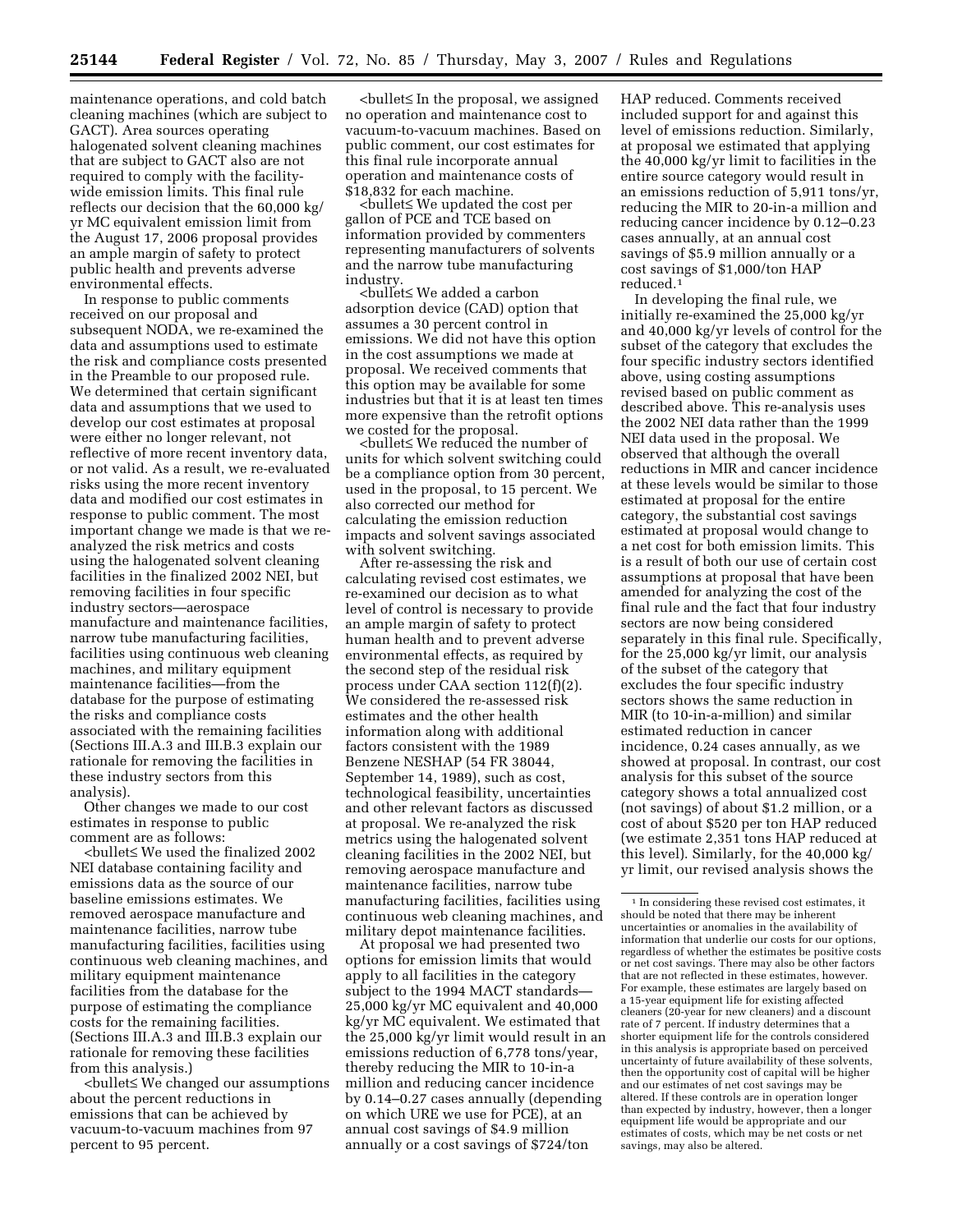maintenance operations, and cold batch cleaning machines (which are subject to GACT). Area sources operating halogenated solvent cleaning machines that are subject to GACT also are not required to comply with the facility-wide emission limits. This final rule reflects our decision that the 60,000 kg/yr MC equivalent emission limit from the August 17, 2006 proposal provides an ample margin of safety to protect public health and prevents adverse environmental effects.

In response to public comments received on our proposal and subsequent NODA, we re-examined the data and assumptions used to estimate the risk and compliance costs presented in the Preamble to our proposed rule. We determined that certain significant data and assumptions that we used to develop our cost estimates at proposal were either no longer relevant, not reflective of more recent inventory data, or not valid. As a result, we re-evaluated risks using the more recent inventory data and modified our cost estimates in response to public comment. The most important change we made is that we re-analyzed the risk metrics and costs using the halogenated solvent cleaning facilities in the finalized 2002 NEI, but removing facilities in four specific industry sectors—aerospace manufacture and maintenance facilities, narrow tube manufacturing facilities, facilities using continuous web cleaning machines, and military equipment maintenance facilities—from the database for the purpose of estimating the risks and compliance costs associated with the remaining facilities (Sections III.A.3 and III.B.3 explain our rationale for removing the facilities in these industry sectors from this analysis).

Other changes we made to our cost estimates in response to public comment are as follows:

- We used the finalized 2002 NEI database containing facility and emissions data as the source of our baseline emissions estimates. We removed aerospace manufacture and maintenance facilities, narrow tube manufacturing facilities, facilities using continuous web cleaning machines, and military equipment maintenance facilities from the database for the purpose of estimating the compliance costs for the remaining facilities. (Sections III.A.3 and III.B.3 explain our rationale for removing these facilities from this analysis.)
- We changed our assumptions about the percent reductions in emissions that can be achieved by vacuum-to-vacuum machines from 97 percent to 95 percent.
- In the proposal, we assigned no operation and maintenance cost to vacuum-to-vacuum machines. Based on public comment, our cost estimates for this final rule incorporate annual operation and maintenance costs of $18,832 for each machine.
- We updated the cost per gallon of PCE and TCE based on information provided by commenters representing manufacturers of solvents and the narrow tube manufacturing industry.
- We added a carbon adsorption device (CAD) option that assumes a 30 percent control in emissions. We did not have this option in the cost assumptions we made at proposal. We received comments that this option may be available for some industries but that it is at least ten times more expensive than the retrofit options we costed for the proposal.
- We reduced the number of units for which solvent switching could be a compliance option from 30 percent, used in the proposal, to 15 percent. We also corrected our method for calculating the emission reduction impacts and solvent savings associated with solvent switching.

After re-assessing the risk and calculating revised cost estimates, we re-examined our decision as to what level of control is necessary to provide an ample margin of safety to protect human health and to prevent adverse environmental effects, as required by the second step of the residual risk process under CAA section 112(f)(2). We considered the re-assessed risk estimates and the other health information along with additional factors consistent with the 1989 Benzene NESHAP (54 FR 38044, September 14, 1989), such as cost, technological feasibility, uncertainties and other relevant factors as discussed at proposal. We re-analyzed the risk metrics using the halogenated solvent cleaning facilities in the 2002 NEI, but removing aerospace manufacture and maintenance facilities, narrow tube manufacturing facilities, facilities using continuous web cleaning machines, and military depot maintenance facilities.

At proposal we had presented two options for emission limits that would apply to all facilities in the category subject to the 1994 MACT standards—25,000 kg/yr MC equivalent and 40,000 kg/yr MC equivalent. We estimated that the 25,000 kg/yr limit would result in an emissions reduction of 6,778 tons/year, thereby reducing the MIR to 10-in-a million and reducing cancer incidence by 0.14–0.27 cases annually (depending on which URE we use for PCE), at an annual cost savings of $4.9 million annually or a cost savings of $724/ton HAP reduced. Comments received included support for and against this level of emissions reduction. Similarly, at proposal we estimated that applying the 40,000 kg/yr limit to facilities in the entire source category would result in an emissions reduction of 5,911 tons/yr, reducing the MIR to 20-in-a million and reducing cancer incidence by 0.12–0.23 cases annually, at an annual cost savings of $5.9 million annually or a cost savings of $1,000/ton HAP reduced.[1]

In developing the final rule, we initially re-examined the 25,000 kg/yr and 40,000 kg/yr levels of control for the subset of the category that excludes the four specific industry sectors identified above, using costing assumptions revised based on public comment as described above. This re-analysis uses the 2002 NEI data rather than the 1999 NEI data used in the proposal. We observed that although the overall reductions in MIR and cancer incidence at these levels would be similar to those estimated at proposal for the entire category, the substantial cost savings estimated at proposal would change to a net cost for both emission limits. This is a result of both our use of certain cost assumptions at proposal that have been amended for analyzing the cost of the final rule and the fact that four industry sectors are now being considered separately in this final rule. Specifically, for the 25,000 kg/yr limit, our analysis of the subset of the category that excludes the four specific industry sectors shows the same reduction in MIR (to 10-in-a-million) and similar estimated reduction in cancer incidence, 0.24 cases annually, as we showed at proposal. In contrast, our cost analysis for this subset of the source category shows a total annualized cost (not savings) of about $1.2 million, or a cost of about $520 per ton HAP reduced (we estimate 2,351 tons HAP reduced at this level). Similarly, for the 40,000 kg/yr limit, our revised analysis shows the

[1] In considering these revised cost estimates, it should be noted that there may be inherent uncertainties or anomalies in the availability of information that underlie our costs for our options, regardless of whether the estimates be positive costs or net cost savings. There may also be other factors that are not reflected in these estimates, however. For example, these estimates are largely based on a 15-year equipment life for existing affected cleaners (20-year for new cleaners) and a discount rate of 7 percent. If industry determines that a shorter equipment life for the controls considered in this analysis is appropriate based on perceived uncertainty of future availability of these solvents, then the opportunity cost of capital will be higher and our estimates of net cost savings may be altered. If these controls are in operation longer than expected by industry, however, then a longer equipment life would be appropriate and our estimates of costs, which may be net costs or net savings, may also be altered.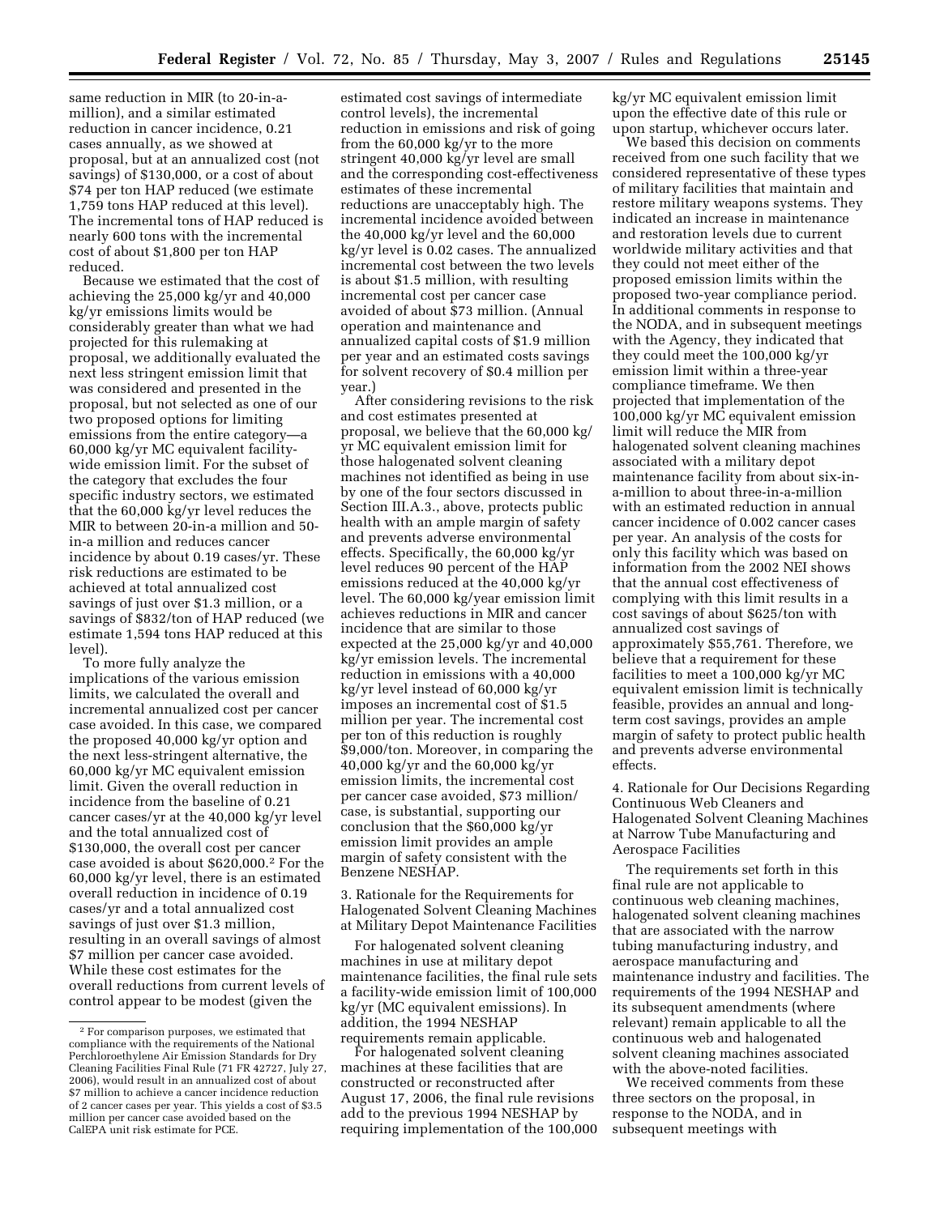same reduction in MIR (to 20-in-a-million), and a similar estimated reduction in cancer incidence, 0.21 cases annually, as we showed at proposal, but at an annualized cost (not savings) of $130,000, or a cost of about $74 per ton HAP reduced (we estimate 1,759 tons HAP reduced at this level). The incremental tons of HAP reduced is nearly 600 tons with the incremental cost of about $1,800 per ton HAP reduced.

Because we estimated that the cost of achieving the 25,000 kg/yr and 40,000 kg/yr emissions limits would be considerably greater than what we had projected for this rulemaking at proposal, we additionally evaluated the next less stringent emission limit that was considered and presented in the proposal, but not selected as one of our two proposed options for limiting emissions from the entire category—a 60,000 kg/yr MC equivalent facility-wide emission limit. For the subset of the category that excludes the four specific industry sectors, we estimated that the 60,000 kg/yr level reduces the MIR to between 20-in-a million and 50-in-a million and reduces cancer incidence by about 0.19 cases/yr. These risk reductions are estimated to be achieved at total annualized cost savings of just over $1.3 million, or a savings of $832/ton of HAP reduced (we estimate 1,594 tons HAP reduced at this level).

To more fully analyze the implications of the various emission limits, we calculated the overall and incremental annualized cost per cancer case avoided. In this case, we compared the proposed 40,000 kg/yr option and the next less-stringent alternative, the 60,000 kg/yr MC equivalent emission limit. Given the overall reduction in incidence from the baseline of 0.21 cancer cases/yr at the 40,000 kg/yr level and the total annualized cost of $130,000, the overall cost per cancer case avoided is about $620,000.[2] For the 60,000 kg/yr level, there is an estimated overall reduction in incidence of 0.19 cases/yr and a total annualized cost savings of just over $1.3 million, resulting in an overall savings of almost $7 million per cancer case avoided. While these cost estimates for the overall reductions from current levels of control appear to be modest (given the estimated cost savings of intermediate control levels), the incremental reduction in emissions and risk of going from the 60,000 kg/yr to the more stringent 40,000 kg/yr level are small and the corresponding cost-effectiveness estimates of these incremental reductions are unacceptably high. The incremental incidence avoided between the 40,000 kg/yr level and the 60,000 kg/yr level is 0.02 cases. The annualized incremental cost between the two levels is about $1.5 million, with resulting incremental cost per cancer case avoided of about $73 million. (Annual operation and maintenance and annualized capital costs of $1.9 million per year and an estimated costs savings for solvent recovery of $0.4 million per year.)

After considering revisions to the risk and cost estimates presented at proposal, we believe that the 60,000 kg/yr MC equivalent emission limit for those halogenated solvent cleaning machines not identified as being in use by one of the four sectors discussed in Section III.A.3., above, protects public health with an ample margin of safety and prevents adverse environmental effects. Specifically, the 60,000 kg/yr level reduces 90 percent of the HAP emissions reduced at the 40,000 kg/yr level. The 60,000 kg/year emission limit achieves reductions in MIR and cancer incidence that are similar to those expected at the 25,000 kg/yr and 40,000 kg/yr emission levels. The incremental reduction in emissions with a 40,000 kg/yr level instead of 60,000 kg/yr imposes an incremental cost of $1.5 million per year. The incremental cost per ton of this reduction is roughly $9,000/ton. Moreover, in comparing the 40,000 kg/yr and the 60,000 kg/yr emission limits, the incremental cost per cancer case avoided, $73 million/case, is substantial, supporting our conclusion that the $60,000 kg/yr emission limit provides an ample margin of safety consistent with the Benzene NESHAP.

3. Rationale for the Requirements for Halogenated Solvent Cleaning Machines at Military Depot Maintenance Facilities

For halogenated solvent cleaning machines in use at military depot maintenance facilities, the final rule sets a facility-wide emission limit of 100,000 kg/yr (MC equivalent emissions). In addition, the 1994 NESHAP requirements remain applicable.

For halogenated solvent cleaning machines at these facilities that are constructed or reconstructed after August 17, 2006, the final rule revisions add to the previous 1994 NESHAP by requiring implementation of the 100,000 kg/yr MC equivalent emission limit upon the effective date of this rule or upon startup, whichever occurs later.

We based this decision on comments received from one such facility that we considered representative of these types of military facilities that maintain and restore military weapons systems. They indicated an increase in maintenance and restoration levels due to current worldwide military activities and that they could not meet either of the proposed emission limits within the proposed two-year compliance period. In additional comments in response to the NODA, and in subsequent meetings with the Agency, they indicated that they could meet the 100,000 kg/yr emission limit within a three-year compliance timeframe. We then projected that implementation of the 100,000 kg/yr MC equivalent emission limit will reduce the MIR from halogenated solvent cleaning machines associated with a military depot maintenance facility from about six-in-a-million to about three-in-a-million with an estimated reduction in annual cancer incidence of 0.002 cancer cases per year. An analysis of the costs for only this facility which was based on information from the 2002 NEI shows that the annual cost effectiveness of complying with this limit results in a cost savings of about $625/ton with annualized cost savings of approximately $55,761. Therefore, we believe that a requirement for these facilities to meet a 100,000 kg/yr MC equivalent emission limit is technically feasible, provides an annual and long-term cost savings, provides an ample margin of safety to protect public health and prevents adverse environmental effects.

4. Rationale for Our Decisions Regarding Continuous Web Cleaners and Halogenated Solvent Cleaning Machines at Narrow Tube Manufacturing and Aerospace Facilities

The requirements set forth in this final rule are not applicable to continuous web cleaning machines, halogenated solvent cleaning machines that are associated with the narrow tubing manufacturing industry, and aerospace manufacturing and maintenance industry and facilities. The requirements of the 1994 NESHAP and its subsequent amendments (where relevant) remain applicable to all the continuous web and halogenated solvent cleaning machines associated with the above-noted facilities.

We received comments from these three sectors on the proposal, in response to the NODA, and in subsequent meetings with

---

[2] For comparison purposes, we estimated that compliance with the requirements of the National Perchloroethylene Air Emission Standards for Dry Cleaning Facilities Final Rule (71 FR 42727, July 27, 2006), would result in an annualized cost of about $7 million to achieve a cancer incidence reduction of 2 cancer cases per year. This yields a cost of $3.5 million per cancer case avoided based on the CalEPA unit risk estimate for PCE.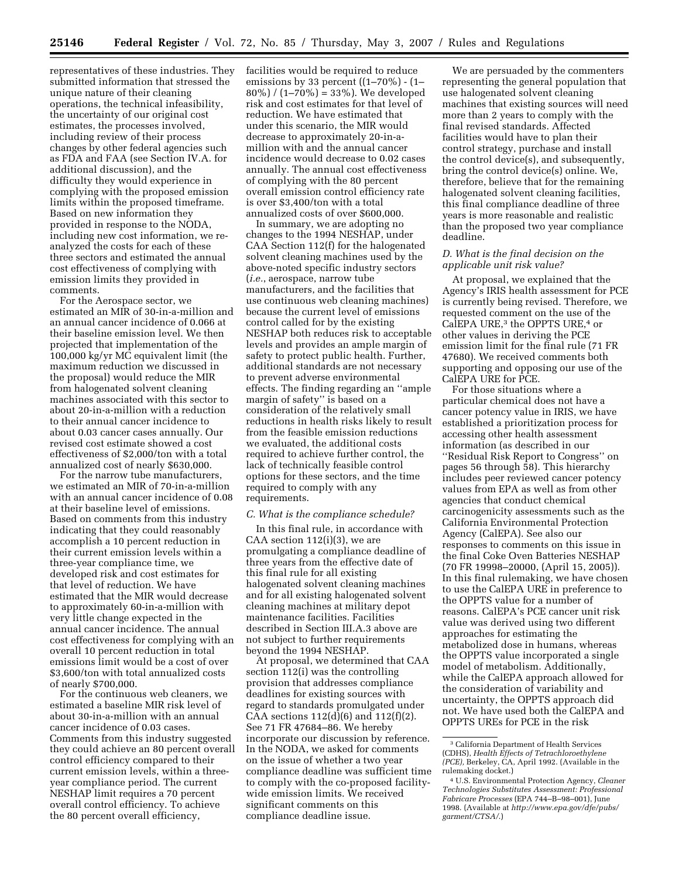representatives of these industries. They submitted information that stressed the unique nature of their cleaning operations, the technical infeasibility, the uncertainty of our original cost estimates, the processes involved, including review of their process changes by other federal agencies such as FDA and FAA (see Section IV.A. for additional discussion), and the difficulty they would experience in complying with the proposed emission limits within the proposed timeframe. Based on new information they provided in response to the NODA, including new cost information, we re-analyzed the costs for each of these three sectors and estimated the annual cost effectiveness of complying with emission limits they provided in comments.

For the Aerospace sector, we estimated an MIR of 30-in-a-million and an annual cancer incidence of 0.066 at their baseline emission level. We then projected that implementation of the 100,000 kg/yr MC equivalent limit (the maximum reduction we discussed in the proposal) would reduce the MIR from halogenated solvent cleaning machines associated with this sector to about 20-in-a-million with a reduction to their annual cancer incidence to about 0.03 cancer cases annually. Our revised cost estimate showed a cost effectiveness of $2,000/ton with a total annualized cost of nearly $630,000.

For the narrow tube manufacturers, we estimated an MIR of 70-in-a-million with an annual cancer incidence of 0.08 at their baseline level of emissions. Based on comments from this industry indicating that they could reasonably accomplish a 10 percent reduction in their current emission levels within a three-year compliance time, we developed risk and cost estimates for that level of reduction. We have estimated that the MIR would decrease to approximately 60-in-a-million with very little change expected in the annual cancer incidence. The annual cost effectiveness for complying with an overall 10 percent reduction in total emissions limit would be a cost of over $3,600/ton with total annualized costs of nearly $700,000.

For the continuous web cleaners, we estimated a baseline MIR risk level of about 30-in-a-million with an annual cancer incidence of 0.03 cases. Comments from this industry suggested they could achieve an 80 percent overall control efficiency compared to their current emission levels, within a three-year compliance period. The current NESHAP limit requires a 70 percent overall control efficiency. To achieve the 80 percent overall efficiency, facilities would be required to reduce emissions by 33 percent ((1–70%) - (1–80%) / (1–70%) = 33%). We developed risk and cost estimates for that level of reduction. We have estimated that under this scenario, the MIR would decrease to approximately 20-in-a-million with and the annual cancer incidence would decrease to 0.02 cases annually. The annual cost effectiveness of complying with the 80 percent overall emission control efficiency rate is over $3,400/ton with a total annualized costs of over $600,000.

In summary, we are adopting no changes to the 1994 NESHAP, under CAA Section 112(f) for the halogenated solvent cleaning machines used by the above-noted specific industry sectors (*i.e.*, aerospace, narrow tube manufacturers, and the facilities that use continuous web cleaning machines) because the current level of emissions control called for by the existing NESHAP both reduces risk to acceptable levels and provides an ample margin of safety to protect public health. Further, additional standards are not necessary to prevent adverse environmental effects. The finding regarding an "ample margin of safety" is based on a consideration of the relatively small reductions in health risks likely to result from the feasible emission reductions we evaluated, the additional costs required to achieve further control, the lack of technically feasible control options for these sectors, and the time required to comply with any requirements.

### *C. What is the compliance schedule?*

In this final rule, in accordance with CAA section 112(i)(3), we are promulgating a compliance deadline of three years from the effective date of this final rule for all existing halogenated solvent cleaning machines and for all existing halogenated solvent cleaning machines at military depot maintenance facilities. Facilities described in Section III.A.3 above are not subject to further requirements beyond the 1994 NESHAP.

At proposal, we determined that CAA section 112(i) was the controlling provision that addresses compliance deadlines for existing sources with regard to standards promulgated under CAA sections 112(d)(6) and 112(f)(2). See 71 FR 47684–86. We hereby incorporate our discussion by reference. In the NODA, we asked for comments on the issue of whether a two year compliance deadline was sufficient time to comply with the co-proposed facility-wide emission limits. We received significant comments on this compliance deadline issue.

We are persuaded by the commenters representing the general population that use halogenated solvent cleaning machines that existing sources will need more than 2 years to comply with the final revised standards. Affected facilities would have to plan their control strategy, purchase and install the control device(s), and subsequently, bring the control device(s) online. We, therefore, believe that for the remaining halogenated solvent cleaning facilities, this final compliance deadline of three years is more reasonable and realistic than the proposed two year compliance deadline.

### *D. What is the final decision on the applicable unit risk value?*

At proposal, we explained that the Agency's IRIS health assessment for PCE is currently being revised. Therefore, we requested comment on the use of the CalEPA URE,[3] the OPPTS URE,[4] or other values in deriving the PCE emission limit for the final rule (71 FR 47680). We received comments both supporting and opposing our use of the CalEPA URE for PCE.

For those situations where a particular chemical does not have a cancer potency value in IRIS, we have established a prioritization process for accessing other health assessment information (as described in our "Residual Risk Report to Congress" on pages 56 through 58). This hierarchy includes peer reviewed cancer potency values from EPA as well as from other agencies that conduct chemical carcinogenicity assessments such as the California Environmental Protection Agency (CalEPA). See also our responses to comments on this issue in the final Coke Oven Batteries NESHAP (70 FR 19998–20000, (April 15, 2005)). In this final rulemaking, we have chosen to use the CalEPA URE in preference to the OPPTS value for a number of reasons. CalEPA's PCE cancer unit risk value was derived using two different approaches for estimating the metabolized dose in humans, whereas the OPPTS value incorporated a single model of metabolism. Additionally, while the CalEPA approach allowed for the consideration of variability and uncertainty, the OPPTS approach did not. We have used both the CalEPA and OPPTS UREs for PCE in the risk

[3] California Department of Health Services (CDHS), *Health Effects of Tetrachloroethylene (PCE),* Berkeley, CA, April 1992. (Available in the rulemaking docket.)

[4] U.S. Environmental Protection Agency, *Cleaner Technologies Substitutes Assessment: Professional Fabricare Processes* (EPA 744–B–98–001), June 1998. (Available at *http://www.epa.gov/dfe/pubs/garment/CTSA/.*)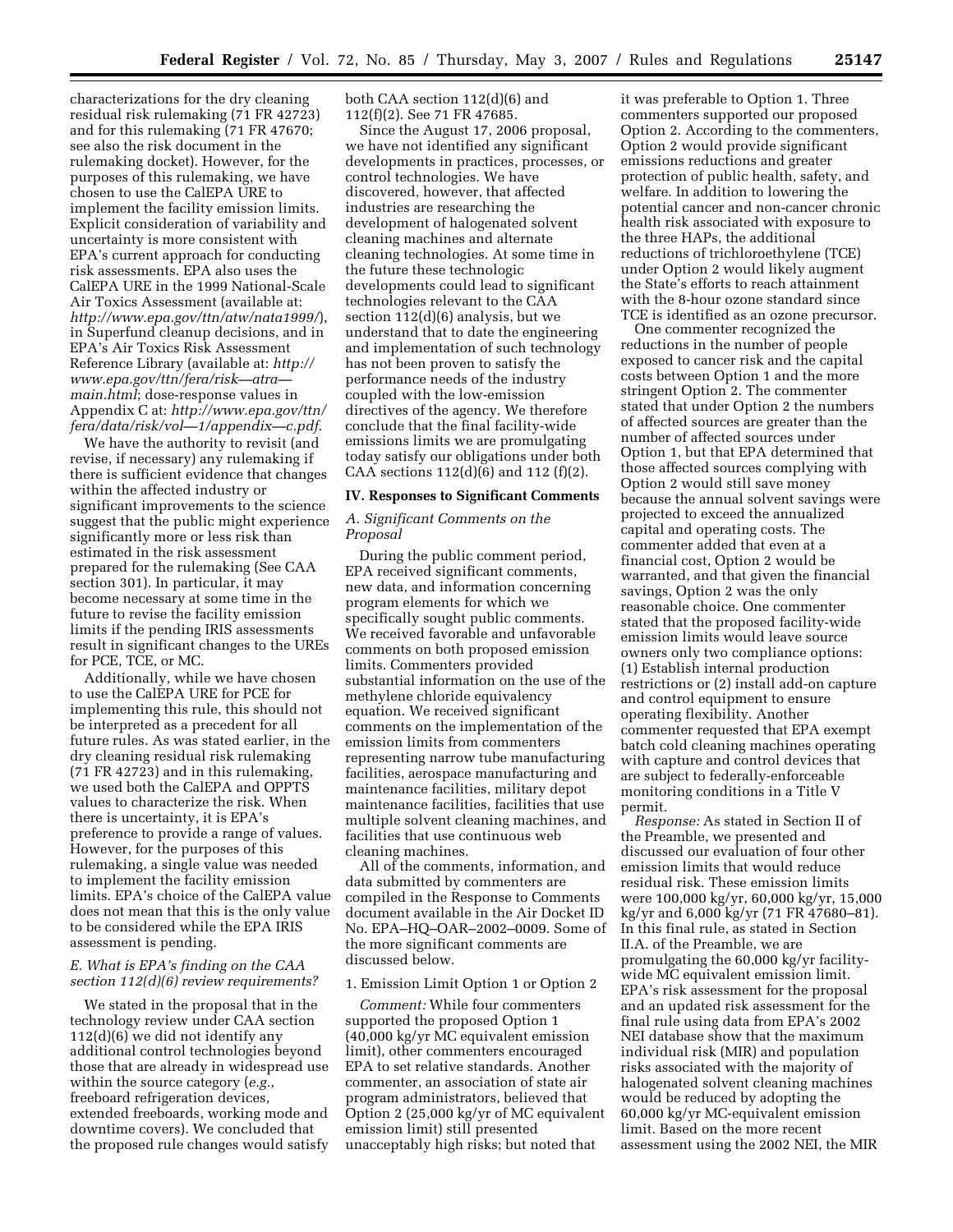characterizations for the dry cleaning residual risk rulemaking (71 FR 42723) and for this rulemaking (71 FR 47670; see also the risk document in the rulemaking docket). However, for the purposes of this rulemaking, we have chosen to use the CalEPA URE to implement the facility emission limits. Explicit consideration of variability and uncertainty is more consistent with EPA's current approach for conducting risk assessments. EPA also uses the CalEPA URE in the 1999 National-Scale Air Toxics Assessment (available at: *http://www.epa.gov/ttn/atw/nata1999/*), in Superfund cleanup decisions, and in EPA's Air Toxics Risk Assessment Reference Library (available at: *http://www.epa.gov/ttn/fera/risk—atra—main.html*; dose-response values in Appendix C at: *http://www.epa.gov/ttn/fera/data/risk/vol—1/appendix—c.pdf*.

We have the authority to revisit (and revise, if necessary) any rulemaking if there is sufficient evidence that changes within the affected industry or significant improvements to the science suggest that the public might experience significantly more or less risk than estimated in the risk assessment prepared for the rulemaking (See CAA section 301). In particular, it may become necessary at some time in the future to revise the facility emission limits if the pending IRIS assessments result in significant changes to the UREs for PCE, TCE, or MC.

Additionally, while we have chosen to use the CalEPA URE for PCE for implementing this rule, this should not be interpreted as a precedent for all future rules. As was stated earlier, in the dry cleaning residual risk rulemaking (71 FR 42723) and in this rulemaking, we used both the CalEPA and OPPTS values to characterize the risk. When there is uncertainty, it is EPA's preference to provide a range of values. However, for the purposes of this rulemaking, a single value was needed to implement the facility emission limits. EPA's choice of the CalEPA value does not mean that this is the only value to be considered while the EPA IRIS assessment is pending.

### *E. What is EPA's finding on the CAA section 112(d)(6) review requirements?*

We stated in the proposal that in the technology review under CAA section 112(d)(6) we did not identify any additional control technologies beyond those that are already in widespread use within the source category (*e.g.*, freeboard refrigeration devices, extended freeboards, working mode and downtime covers). We concluded that the proposed rule changes would satisfy both CAA section 112(d)(6) and 112(f)(2). See 71 FR 47685.

Since the August 17, 2006 proposal, we have not identified any significant developments in practices, processes, or control technologies. We have discovered, however, that affected industries are researching the development of halogenated solvent cleaning machines and alternate cleaning technologies. At some time in the future these technologic developments could lead to significant technologies relevant to the CAA section 112(d)(6) analysis, but we understand that to date the engineering and implementation of such technology has not been proven to satisfy the performance needs of the industry coupled with the low-emission directives of the agency. We therefore conclude that the final facility-wide emissions limits we are promulgating today satisfy our obligations under both CAA sections 112(d)(6) and 112 (f)(2).

## IV. Responses to Significant Comments

### *A. Significant Comments on the Proposal*

During the public comment period, EPA received significant comments, new data, and information concerning program elements for which we specifically sought public comments. We received favorable and unfavorable comments on both proposed emission limits. Commenters provided substantial information on the use of the methylene chloride equivalency equation. We received significant comments on the implementation of the emission limits from commenters representing narrow tube manufacturing facilities, aerospace manufacturing and maintenance facilities, military depot maintenance facilities, facilities that use multiple solvent cleaning machines, and facilities that use continuous web cleaning machines.

All of the comments, information, and data submitted by commenters are compiled in the Response to Comments document available in the Air Docket ID No. EPA–HQ–OAR–2002–0009. Some of the more significant comments are discussed below.

#### 1. Emission Limit Option 1 or Option 2

*Comment:* While four commenters supported the proposed Option 1 (40,000 kg/yr MC equivalent emission limit), other commenters encouraged EPA to set relative standards. Another commenter, an association of state air program administrators, believed that Option 2 (25,000 kg/yr of MC equivalent emission limit) still presented unacceptably high risks; but noted that it was preferable to Option 1. Three commenters supported our proposed Option 2. According to the commenters, Option 2 would provide significant emissions reductions and greater protection of public health, safety, and welfare. In addition to lowering the potential cancer and non-cancer chronic health risk associated with exposure to the three HAPs, the additional reductions of trichloroethylene (TCE) under Option 2 would likely augment the State's efforts to reach attainment with the 8-hour ozone standard since TCE is identified as an ozone precursor.

One commenter recognized the reductions in the number of people exposed to cancer risk and the capital costs between Option 1 and the more stringent Option 2. The commenter stated that under Option 2 the numbers of affected sources are greater than the number of affected sources under Option 1, but that EPA determined that those affected sources complying with Option 2 would still save money because the annual solvent savings were projected to exceed the annualized capital and operating costs. The commenter added that even at a financial cost, Option 2 would be warranted, and that given the financial savings, Option 2 was the only reasonable choice. One commenter stated that the proposed facility-wide emission limits would leave source owners only two compliance options: (1) Establish internal production restrictions or (2) install add-on capture and control equipment to ensure operating flexibility. Another commenter requested that EPA exempt batch cold cleaning machines operating with capture and control devices that are subject to federally-enforceable monitoring conditions in a Title V permit.

*Response:* As stated in Section II of the Preamble, we presented and discussed our evaluation of four other emission limits that would reduce residual risk. These emission limits were 100,000 kg/yr, 60,000 kg/yr, 15,000 kg/yr and 6,000 kg/yr (71 FR 47680–81). In this final rule, as stated in Section II.A. of the Preamble, we are promulgating the 60,000 kg/yr facility-wide MC equivalent emission limit. EPA's risk assessment for the proposal and an updated risk assessment for the final rule using data from EPA's 2002 NEI database show that the maximum individual risk (MIR) and population risks associated with the majority of halogenated solvent cleaning machines would be reduced by adopting the 60,000 kg/yr MC-equivalent emission limit. Based on the more recent assessment using the 2002 NEI, the MIR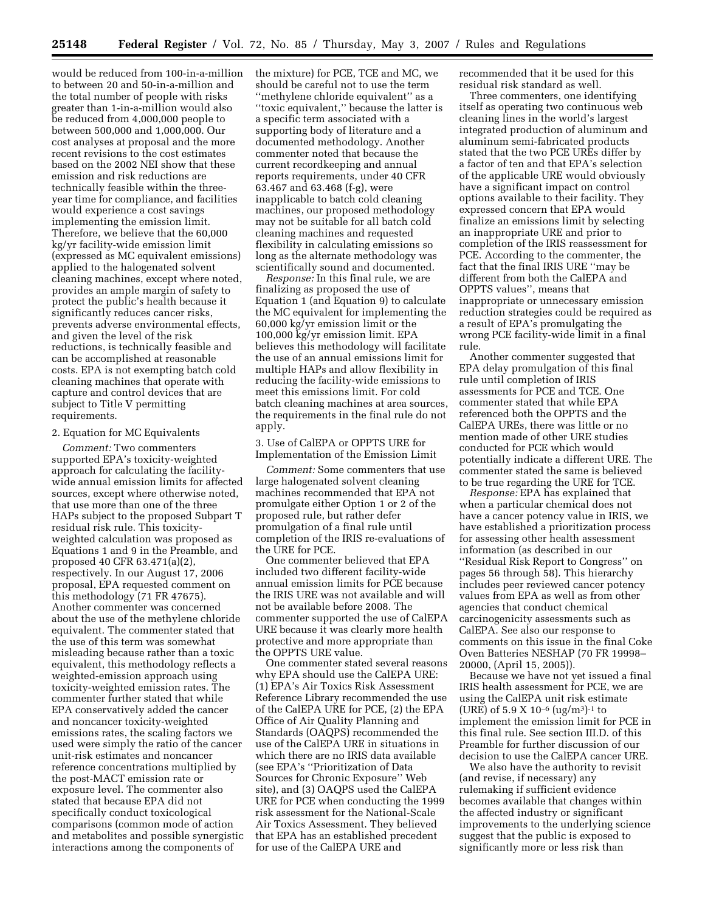would be reduced from 100-in-a-million to between 20 and 50-in-a-million and the total number of people with risks greater than 1-in-a-million would also be reduced from 4,000,000 people to between 500,000 and 1,000,000. Our cost analyses at proposal and the more recent revisions to the cost estimates based on the 2002 NEI show that these emission and risk reductions are technically feasible within the three-year time for compliance, and facilities would experience a cost savings implementing the emission limit. Therefore, we believe that the 60,000 kg/yr facility-wide emission limit (expressed as MC equivalent emissions) applied to the halogenated solvent cleaning machines, except where noted, provides an ample margin of safety to protect the public's health because it significantly reduces cancer risks, prevents adverse environmental effects, and given the level of the risk reductions, is technically feasible and can be accomplished at reasonable costs. EPA is not exempting batch cold cleaning machines that operate with capture and control devices that are subject to Title V permitting requirements.

2. Equation for MC Equivalents

*Comment:* Two commenters supported EPA's toxicity-weighted approach for calculating the facility-wide annual emission limits for affected sources, except where otherwise noted, that use more than one of the three HAPs subject to the proposed Subpart T residual risk rule. This toxicity-weighted calculation was proposed as Equations 1 and 9 in the Preamble, and proposed 40 CFR 63.471(a)(2), respectively. In our August 17, 2006 proposal, EPA requested comment on this methodology (71 FR 47675). Another commenter was concerned about the use of the methylene chloride equivalent. The commenter stated that the use of this term was somewhat misleading because rather than a toxic equivalent, this methodology reflects a weighted-emission approach using toxicity-weighted emission rates. The commenter further stated that while EPA conservatively added the cancer and noncancer toxicity-weighted emissions rates, the scaling factors we used were simply the ratio of the cancer unit-risk estimates and noncancer reference concentrations multiplied by the post-MACT emission rate or exposure level. The commenter also stated that because EPA did not specifically conduct toxicological comparisons (common mode of action and metabolites and possible synergistic interactions among the components of the mixture) for PCE, TCE and MC, we should be careful not to use the term ''methylene chloride equivalent'' as a ''toxic equivalent,'' because the latter is a specific term associated with a supporting body of literature and a documented methodology. Another commenter noted that because the current recordkeeping and annual reports requirements, under 40 CFR 63.467 and 63.468 (f-g), were inapplicable to batch cold cleaning machines, our proposed methodology may not be suitable for all batch cold cleaning machines and requested flexibility in calculating emissions so long as the alternate methodology was scientifically sound and documented.

*Response:* In this final rule, we are finalizing as proposed the use of Equation 1 (and Equation 9) to calculate the MC equivalent for implementing the 60,000 kg/yr emission limit or the 100,000 kg/yr emission limit. EPA believes this methodology will facilitate the use of an annual emissions limit for multiple HAPs and allow flexibility in reducing the facility-wide emissions to meet this emissions limit. For cold batch cleaning machines at area sources, the requirements in the final rule do not apply.

3. Use of CalEPA or OPPTS URE for Implementation of the Emission Limit

*Comment:* Some commenters that use large halogenated solvent cleaning machines recommended that EPA not promulgate either Option 1 or 2 of the proposed rule, but rather defer promulgation of a final rule until completion of the IRIS re-evaluations of the URE for PCE.

One commenter believed that EPA included two different facility-wide annual emission limits for PCE because the IRIS URE was not available and will not be available before 2008. The commenter supported the use of CalEPA URE because it was clearly more health protective and more appropriate than the OPPTS URE value.

One commenter stated several reasons why EPA should use the CalEPA URE: (1) EPA's Air Toxics Risk Assessment Reference Library recommended the use of the CalEPA URE for PCE, (2) the EPA Office of Air Quality Planning and Standards (OAQPS) recommended the use of the CalEPA URE in situations in which there are no IRIS data available (see EPA's ''Prioritization of Data Sources for Chronic Exposure'' Web site), and (3) OAQPS used the CalEPA URE for PCE when conducting the 1999 risk assessment for the National-Scale Air Toxics Assessment. They believed that EPA has an established precedent for use of the CalEPA URE and recommended that it be used for this residual risk standard as well.

Three commenters, one identifying itself as operating two continuous web cleaning lines in the world's largest integrated production of aluminum and aluminum semi-fabricated products stated that the two PCE UREs differ by a factor of ten and that EPA's selection of the applicable URE would obviously have a significant impact on control options available to their facility. They expressed concern that EPA would finalize an emissions limit by selecting an inappropriate URE and prior to completion of the IRIS reassessment for PCE. According to the commenter, the fact that the final IRIS URE ''may be different from both the CalEPA and OPPTS values'', means that inappropriate or unnecessary emission reduction strategies could be required as a result of EPA's promulgating the wrong PCE facility-wide limit in a final rule.

Another commenter suggested that EPA delay promulgation of this final rule until completion of IRIS assessments for PCE and TCE. One commenter stated that while EPA referenced both the OPPTS and the CalEPA UREs, there was little or no mention made of other URE studies conducted for PCE which would potentially indicate a different URE. The commenter stated the same is believed to be true regarding the URE for TCE.

*Response:* EPA has explained that when a particular chemical does not have a cancer potency value in IRIS, we have established a prioritization process for assessing other health assessment information (as described in our ''Residual Risk Report to Congress'' on pages 56 through 58). This hierarchy includes peer reviewed cancer potency values from EPA as well as from other agencies that conduct chemical carcinogenicity assessments such as CalEPA. See also our response to comments on this issue in the final Coke Oven Batteries NESHAP (70 FR 19998–20000, (April 15, 2005)).

Because we have not yet issued a final IRIS health assessment for PCE, we are using the CalEPA unit risk estimate (URE) of $5.9 \times 10^{-6}$ $(\mu g/m^3)^{-1}$ to implement the emission limit for PCE in this final rule. See section III.D. of this Preamble for further discussion of our decision to use the CalEPA cancer URE.

We also have the authority to revisit (and revise, if necessary) any rulemaking if sufficient evidence becomes available that changes within the affected industry or significant improvements to the underlying science suggest that the public is exposed to significantly more or less risk than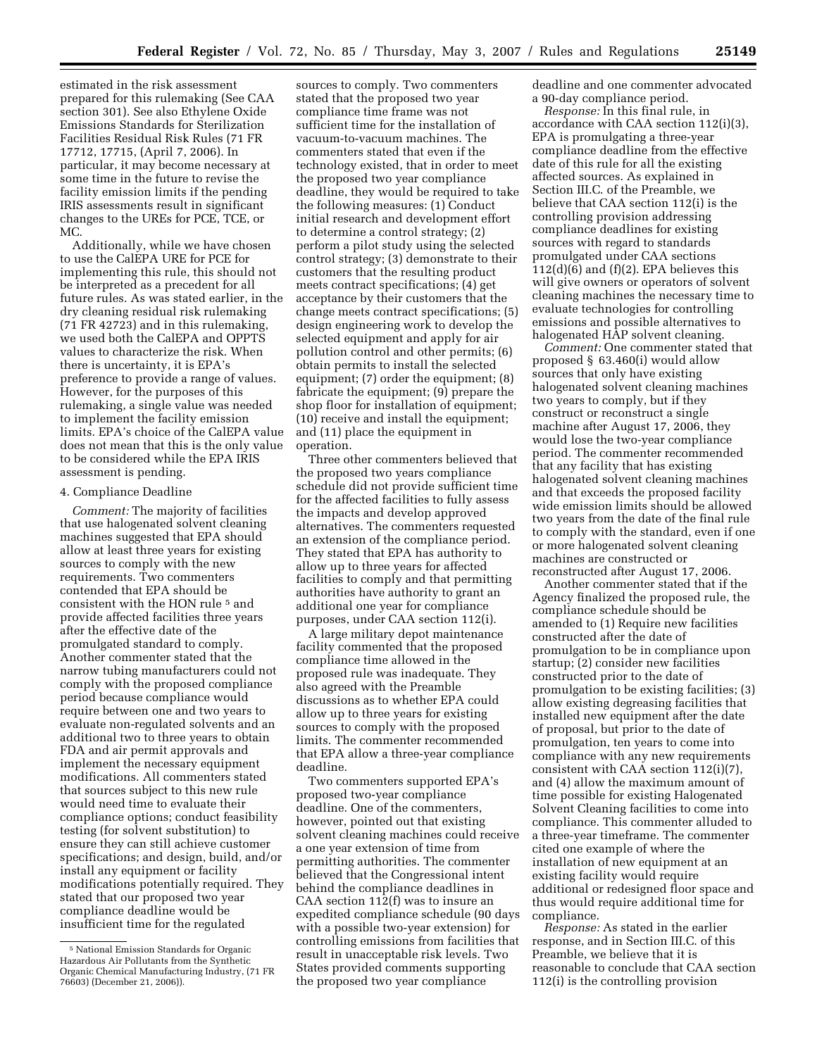estimated in the risk assessment prepared for this rulemaking (See CAA section 301). See also Ethylene Oxide Emissions Standards for Sterilization Facilities Residual Risk Rules (71 FR 17712, 17715, (April 7, 2006). In particular, it may become necessary at some time in the future to revise the facility emission limits if the pending IRIS assessments result in significant changes to the UREs for PCE, TCE, or MC.

Additionally, while we have chosen to use the CalEPA URE for PCE for implementing this rule, this should not be interpreted as a precedent for all future rules. As was stated earlier, in the dry cleaning residual risk rulemaking (71 FR 42723) and in this rulemaking, we used both the CalEPA and OPPTS values to characterize the risk. When there is uncertainty, it is EPA's preference to provide a range of values. However, for the purposes of this rulemaking, a single value was needed to implement the facility emission limits. EPA's choice of the CalEPA value does not mean that this is the only value to be considered while the EPA IRIS assessment is pending.

4. Compliance Deadline

*Comment:* The majority of facilities that use halogenated solvent cleaning machines suggested that EPA should allow at least three years for existing sources to comply with the new requirements. Two commenters contended that EPA should be consistent with the HON rule [5] and provide affected facilities three years after the effective date of the promulgated standard to comply. Another commenter stated that the narrow tubing manufacturers could not comply with the proposed compliance period because compliance would require between one and two years to evaluate non-regulated solvents and an additional two to three years to obtain FDA and air permit approvals and implement the necessary equipment modifications. All commenters stated that sources subject to this new rule would need time to evaluate their compliance options; conduct feasibility testing (for solvent substitution) to ensure they can still achieve customer specifications; and design, build, and/or install any equipment or facility modifications potentially required. They stated that our proposed two year compliance deadline would be insufficient time for the regulated sources to comply. Two commenters stated that the proposed two year compliance time frame was not sufficient time for the installation of vacuum-to-vacuum machines. The commenters stated that even if the technology existed, that in order to meet the proposed two year compliance deadline, they would be required to take the following measures: (1) Conduct initial research and development effort to determine a control strategy; (2) perform a pilot study using the selected control strategy; (3) demonstrate to their customers that the resulting product meets contract specifications; (4) get acceptance by their customers that the change meets contract specifications; (5) design engineering work to develop the selected equipment and apply for air pollution control and other permits; (6) obtain permits to install the selected equipment; (7) order the equipment; (8) fabricate the equipment; (9) prepare the shop floor for installation of equipment; (10) receive and install the equipment; and (11) place the equipment in operation.

Three other commenters believed that the proposed two years compliance schedule did not provide sufficient time for the affected facilities to fully assess the impacts and develop approved alternatives. The commenters requested an extension of the compliance period. They stated that EPA has authority to allow up to three years for affected facilities to comply and that permitting authorities have authority to grant an additional one year for compliance purposes, under CAA section 112(i).

A large military depot maintenance facility commented that the proposed compliance time allowed in the proposed rule was inadequate. They also agreed with the Preamble discussions as to whether EPA could allow up to three years for existing sources to comply with the proposed limits. The commenter recommended that EPA allow a three-year compliance deadline.

Two commenters supported EPA's proposed two-year compliance deadline. One of the commenters, however, pointed out that existing solvent cleaning machines could receive a one year extension of time from permitting authorities. The commenter believed that the Congressional intent behind the compliance deadlines in CAA section 112(f) was to insure an expedited compliance schedule (90 days with a possible two-year extension) for controlling emissions from facilities that result in unacceptable risk levels. Two States provided comments supporting the proposed two year compliance deadline and one commenter advocated a 90-day compliance period.

*Response:* In this final rule, in accordance with CAA section 112(i)(3), EPA is promulgating a three-year compliance deadline from the effective date of this rule for all the existing affected sources. As explained in Section III.C. of the Preamble, we believe that CAA section 112(i) is the controlling provision addressing compliance deadlines for existing sources with regard to standards promulgated under CAA sections 112(d)(6) and (f)(2). EPA believes this will give owners or operators of solvent cleaning machines the necessary time to evaluate technologies for controlling emissions and possible alternatives to halogenated HAP solvent cleaning.

*Comment:* One commenter stated that proposed § 63.460(i) would allow sources that only have existing halogenated solvent cleaning machines two years to comply, but if they construct or reconstruct a single machine after August 17, 2006, they would lose the two-year compliance period. The commenter recommended that any facility that has existing halogenated solvent cleaning machines and that exceeds the proposed facility wide emission limits should be allowed two years from the date of the final rule to comply with the standard, even if one or more halogenated solvent cleaning machines are constructed or reconstructed after August 17, 2006.

Another commenter stated that if the Agency finalized the proposed rule, the compliance schedule should be amended to (1) Require new facilities constructed after the date of promulgation to be in compliance upon startup; (2) consider new facilities constructed prior to the date of promulgation to be existing facilities; (3) allow existing degreasing facilities that installed new equipment after the date of proposal, but prior to the date of promulgation, ten years to come into compliance with any new requirements consistent with CAA section 112(i)(7), and (4) allow the maximum amount of time possible for existing Halogenated Solvent Cleaning facilities to come into compliance. This commenter alluded to a three-year timeframe. The commenter cited one example of where the installation of new equipment at an existing facility would require additional or redesigned floor space and thus would require additional time for compliance.

*Response:* As stated in the earlier response, and in Section III.C. of this Preamble, we believe that it is reasonable to conclude that CAA section 112(i) is the controlling provision

[5] National Emission Standards for Organic Hazardous Air Pollutants from the Synthetic Organic Chemical Manufacturing Industry, (71 FR 76603) (December 21, 2006)).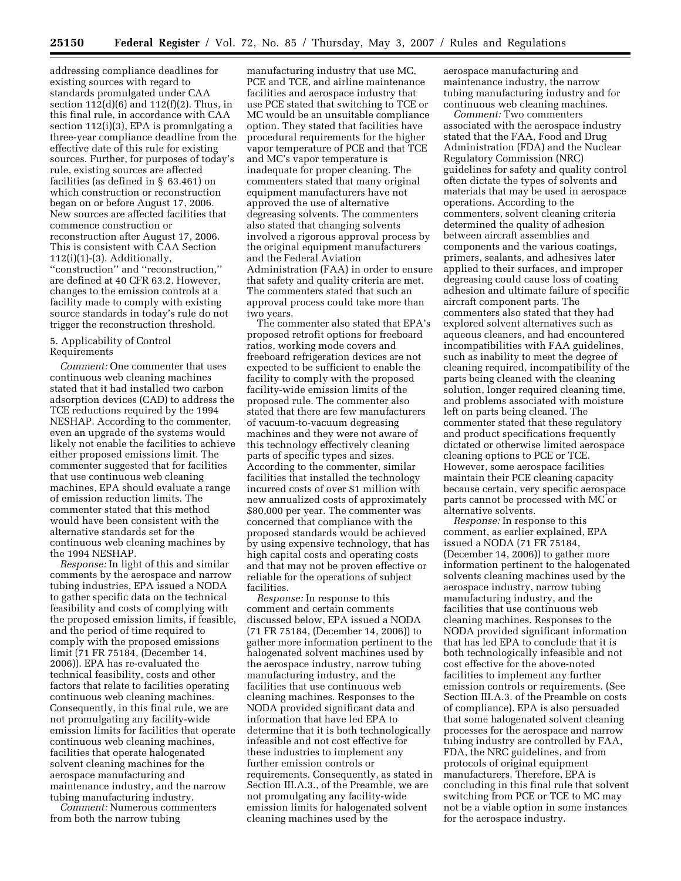addressing compliance deadlines for existing sources with regard to standards promulgated under CAA section 112(d)(6) and 112(f)(2). Thus, in this final rule, in accordance with CAA section 112(i)(3), EPA is promulgating a three-year compliance deadline from the effective date of this rule for existing sources. Further, for purposes of today's rule, existing sources are affected facilities (as defined in § 63.461) on which construction or reconstruction began on or before August 17, 2006. New sources are affected facilities that commence construction or reconstruction after August 17, 2006. This is consistent with CAA Section 112(i)(1)-(3). Additionally, ''construction'' and ''reconstruction,'' are defined at 40 CFR 63.2. However, changes to the emission controls at a facility made to comply with existing source standards in today's rule do not trigger the reconstruction threshold.

5. Applicability of Control Requirements

*Comment:* One commenter that uses continuous web cleaning machines stated that it had installed two carbon adsorption devices (CAD) to address the TCE reductions required by the 1994 NESHAP. According to the commenter, even an upgrade of the systems would likely not enable the facilities to achieve either proposed emissions limit. The commenter suggested that for facilities that use continuous web cleaning machines, EPA should evaluate a range of emission reduction limits. The commenter stated that this method would have been consistent with the alternative standards set for the continuous web cleaning machines by the 1994 NESHAP.

*Response:* In light of this and similar comments by the aerospace and narrow tubing industries, EPA issued a NODA to gather specific data on the technical feasibility and costs of complying with the proposed emission limits, if feasible, and the period of time required to comply with the proposed emissions limit (71 FR 75184, (December 14, 2006)). EPA has re-evaluated the technical feasibility, costs and other factors that relate to facilities operating continuous web cleaning machines. Consequently, in this final rule, we are not promulgating any facility-wide emission limits for facilities that operate continuous web cleaning machines, facilities that operate halogenated solvent cleaning machines for the aerospace manufacturing and maintenance industry, and the narrow tubing manufacturing industry.

*Comment:* Numerous commenters from both the narrow tubing manufacturing industry that use MC, PCE and TCE, and airline maintenance facilities and aerospace industry that use PCE stated that switching to TCE or MC would be an unsuitable compliance option. They stated that facilities have procedural requirements for the higher vapor temperature of PCE and that TCE and MC's vapor temperature is inadequate for proper cleaning. The commenters stated that many original equipment manufacturers have not approved the use of alternative degreasing solvents. The commenters also stated that changing solvents involved a rigorous approval process by the original equipment manufacturers and the Federal Aviation Administration (FAA) in order to ensure that safety and quality criteria are met. The commenters stated that such an approval process could take more than two years.

The commenter also stated that EPA's proposed retrofit options for freeboard ratios, working mode covers and freeboard refrigeration devices are not expected to be sufficient to enable the facility to comply with the proposed facility-wide emission limits of the proposed rule. The commenter also stated that there are few manufacturers of vacuum-to-vacuum degreasing machines and they were not aware of this technology effectively cleaning parts of specific types and sizes. According to the commenter, similar facilities that installed the technology incurred costs of over $1 million with new annualized costs of approximately $80,000 per year. The commenter was concerned that compliance with the proposed standards would be achieved by using expensive technology, that has high capital costs and operating costs and that may not be proven effective or reliable for the operations of subject facilities.

*Response:* In response to this comment and certain comments discussed below, EPA issued a NODA (71 FR 75184, (December 14, 2006)) to gather more information pertinent to the halogenated solvent machines used by the aerospace industry, narrow tubing manufacturing industry, and the facilities that use continuous web cleaning machines. Responses to the NODA provided significant data and information that have led EPA to determine that it is both technologically infeasible and not cost effective for these industries to implement any further emission controls or requirements. Consequently, as stated in Section III.A.3., of the Preamble, we are not promulgating any facility-wide emission limits for halogenated solvent cleaning machines used by the aerospace manufacturing and maintenance industry, the narrow tubing manufacturing industry and for continuous web cleaning machines.

*Comment:* Two commenters associated with the aerospace industry stated that the FAA, Food and Drug Administration (FDA) and the Nuclear Regulatory Commission (NRC) guidelines for safety and quality control often dictate the types of solvents and materials that may be used in aerospace operations. According to the commenters, solvent cleaning criteria determined the quality of adhesion between aircraft assemblies and components and the various coatings, primers, sealants, and adhesives later applied to their surfaces, and improper degreasing could cause loss of coating adhesion and ultimate failure of specific aircraft component parts. The commenters also stated that they had explored solvent alternatives such as aqueous cleaners, and had encountered incompatibilities with FAA guidelines, such as inability to meet the degree of cleaning required, incompatibility of the parts being cleaned with the cleaning solution, longer required cleaning time, and problems associated with moisture left on parts being cleaned. The commenter stated that these regulatory and product specifications frequently dictated or otherwise limited aerospace cleaning options to PCE or TCE. However, some aerospace facilities maintain their PCE cleaning capacity because certain, very specific aerospace parts cannot be processed with MC or alternative solvents.

*Response:* In response to this comment, as earlier explained, EPA issued a NODA (71 FR 75184, (December 14, 2006)) to gather more information pertinent to the halogenated solvents cleaning machines used by the aerospace industry, narrow tubing manufacturing industry, and the facilities that use continuous web cleaning machines. Responses to the NODA provided significant information that has led EPA to conclude that it is both technologically infeasible and not cost effective for the above-noted facilities to implement any further emission controls or requirements. (See Section III.A.3. of the Preamble on costs of compliance). EPA is also persuaded that some halogenated solvent cleaning processes for the aerospace and narrow tubing industry are controlled by FAA, FDA, the NRC guidelines, and from protocols of original equipment manufacturers. Therefore, EPA is concluding in this final rule that solvent switching from PCE or TCE to MC may not be a viable option in some instances for the aerospace industry.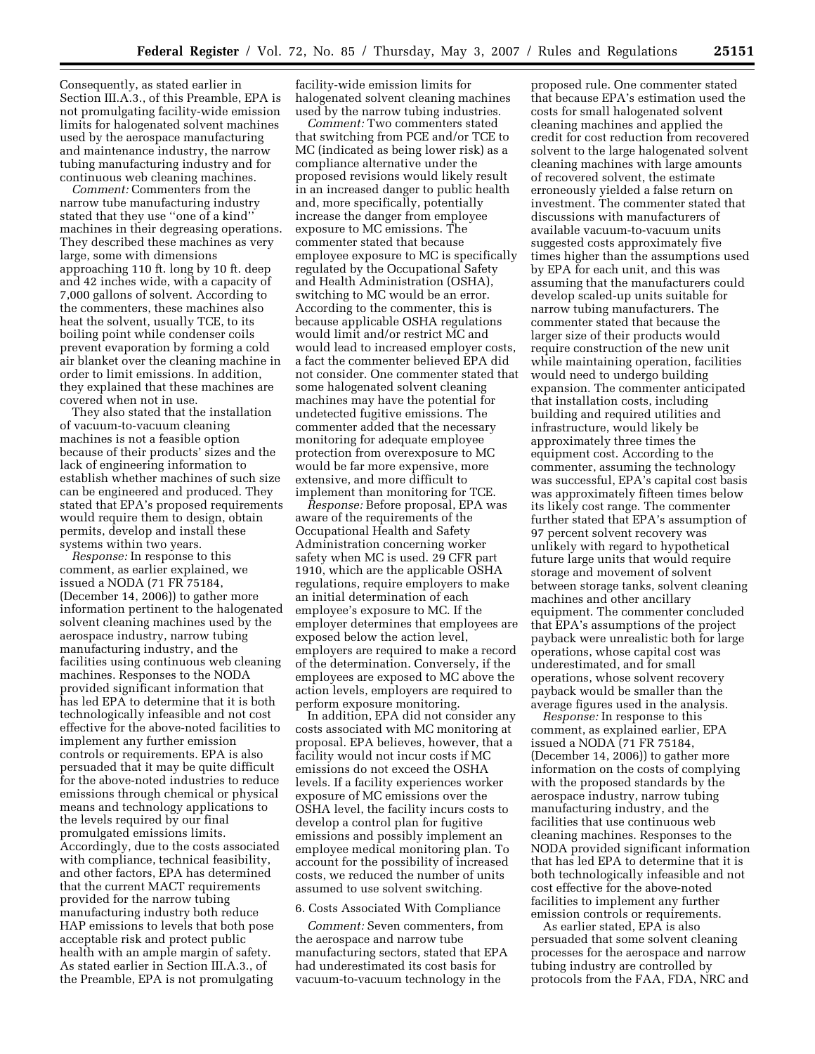Consequently, as stated earlier in Section III.A.3., of this Preamble, EPA is not promulgating facility-wide emission limits for halogenated solvent machines used by the aerospace manufacturing and maintenance industry, the narrow tubing manufacturing industry and for continuous web cleaning machines.

*Comment:* Commenters from the narrow tube manufacturing industry stated that they use ''one of a kind'' machines in their degreasing operations. They described these machines as very large, some with dimensions approaching 110 ft. long by 10 ft. deep and 42 inches wide, with a capacity of 7,000 gallons of solvent. According to the commenters, these machines also heat the solvent, usually TCE, to its boiling point while condenser coils prevent evaporation by forming a cold air blanket over the cleaning machine in order to limit emissions. In addition, they explained that these machines are covered when not in use.

They also stated that the installation of vacuum-to-vacuum cleaning machines is not a feasible option because of their products' sizes and the lack of engineering information to establish whether machines of such size can be engineered and produced. They stated that EPA's proposed requirements would require them to design, obtain permits, develop and install these systems within two years.

*Response:* In response to this comment, as earlier explained, we issued a NODA (71 FR 75184, (December 14, 2006)) to gather more information pertinent to the halogenated solvent cleaning machines used by the aerospace industry, narrow tubing manufacturing industry, and the facilities using continuous web cleaning machines. Responses to the NODA provided significant information that has led EPA to determine that it is both technologically infeasible and not cost effective for the above-noted facilities to implement any further emission controls or requirements. EPA is also persuaded that it may be quite difficult for the above-noted industries to reduce emissions through chemical or physical means and technology applications to the levels required by our final promulgated emissions limits. Accordingly, due to the costs associated with compliance, technical feasibility, and other factors, EPA has determined that the current MACT requirements provided for the narrow tubing manufacturing industry both reduce HAP emissions to levels that both pose acceptable risk and protect public health with an ample margin of safety. As stated earlier in Section III.A.3., of the Preamble, EPA is not promulgating facility-wide emission limits for halogenated solvent cleaning machines used by the narrow tubing industries.

*Comment:* Two commenters stated that switching from PCE and/or TCE to MC (indicated as being lower risk) as a compliance alternative under the proposed revisions would likely result in an increased danger to public health and, more specifically, potentially increase the danger from employee exposure to MC emissions. The commenter stated that because employee exposure to MC is specifically regulated by the Occupational Safety and Health Administration (OSHA), switching to MC would be an error. According to the commenter, this is because applicable OSHA regulations would limit and/or restrict MC and would lead to increased employer costs, a fact the commenter believed EPA did not consider. One commenter stated that some halogenated solvent cleaning machines may have the potential for undetected fugitive emissions. The commenter added that the necessary monitoring for adequate employee protection from overexposure to MC would be far more expensive, more extensive, and more difficult to implement than monitoring for TCE.

*Response:* Before proposal, EPA was aware of the requirements of the Occupational Health and Safety Administration concerning worker safety when MC is used. 29 CFR part 1910, which are the applicable OSHA regulations, require employers to make an initial determination of each employee's exposure to MC. If the employer determines that employees are exposed below the action level, employers are required to make a record of the determination. Conversely, if the employees are exposed to MC above the action levels, employers are required to perform exposure monitoring.

In addition, EPA did not consider any costs associated with MC monitoring at proposal. EPA believes, however, that a facility would not incur costs if MC emissions do not exceed the OSHA levels. If a facility experiences worker exposure of MC emissions over the OSHA level, the facility incurs costs to develop a control plan for fugitive emissions and possibly implement an employee medical monitoring plan. To account for the possibility of increased costs, we reduced the number of units assumed to use solvent switching.

### 6. Costs Associated With Compliance

*Comment:* Seven commenters, from the aerospace and narrow tube manufacturing sectors, stated that EPA had underestimated its cost basis for vacuum-to-vacuum technology in the proposed rule. One commenter stated that because EPA's estimation used the costs for small halogenated solvent cleaning machines and applied the credit for cost reduction from recovered solvent to the large halogenated solvent cleaning machines with large amounts of recovered solvent, the estimate erroneously yielded a false return on investment. The commenter stated that discussions with manufacturers of available vacuum-to-vacuum units suggested costs approximately five times higher than the assumptions used by EPA for each unit, and this was assuming that the manufacturers could develop scaled-up units suitable for narrow tubing manufacturers. The commenter stated that because the larger size of their products would require construction of the new unit while maintaining operation, facilities would need to undergo building expansion. The commenter anticipated that installation costs, including building and required utilities and infrastructure, would likely be approximately three times the equipment cost. According to the commenter, assuming the technology was successful, EPA's capital cost basis was approximately fifteen times below its likely cost range. The commenter further stated that EPA's assumption of 97 percent solvent recovery was unlikely with regard to hypothetical future large units that would require storage and movement of solvent between storage tanks, solvent cleaning machines and other ancillary equipment. The commenter concluded that EPA's assumptions of the project payback were unrealistic both for large operations, whose capital cost was underestimated, and for small operations, whose solvent recovery payback would be smaller than the average figures used in the analysis.

*Response:* In response to this comment, as explained earlier, EPA issued a NODA (71 FR 75184, (December 14, 2006)) to gather more information on the costs of complying with the proposed standards by the aerospace industry, narrow tubing manufacturing industry, and the facilities that use continuous web cleaning machines. Responses to the NODA provided significant information that has led EPA to determine that it is both technologically infeasible and not cost effective for the above-noted facilities to implement any further emission controls or requirements.

As earlier stated, EPA is also persuaded that some solvent cleaning processes for the aerospace and narrow tubing industry are controlled by protocols from the FAA, FDA, NRC and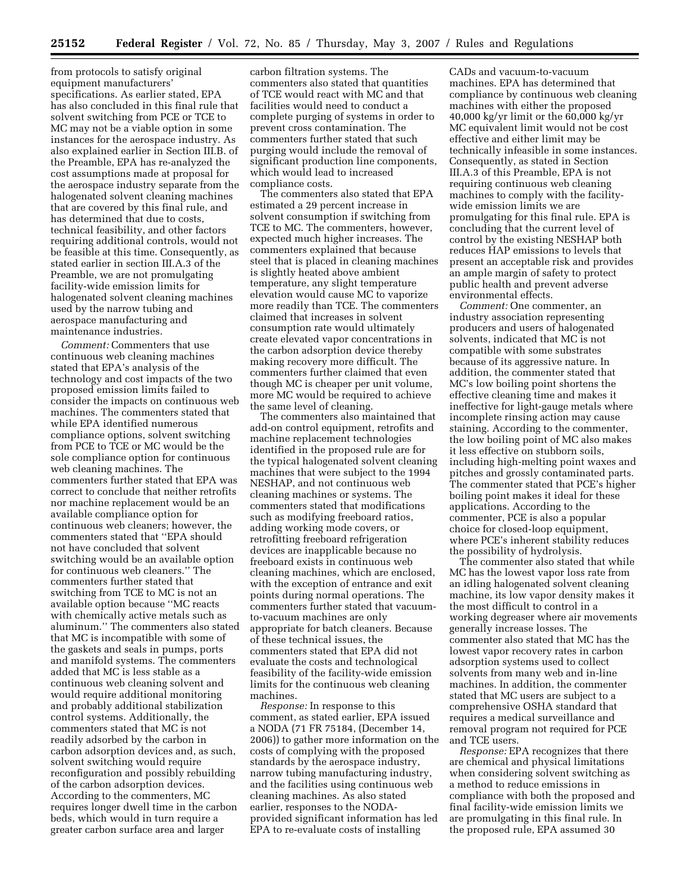from protocols to satisfy original equipment manufacturers' specifications. As earlier stated, EPA has also concluded in this final rule that solvent switching from PCE or TCE to MC may not be a viable option in some instances for the aerospace industry. As also explained earlier in Section III.B. of the Preamble, EPA has re-analyzed the cost assumptions made at proposal for the aerospace industry separate from the halogenated solvent cleaning machines that are covered by this final rule, and has determined that due to costs, technical feasibility, and other factors requiring additional controls, would not be feasible at this time. Consequently, as stated earlier in section III.A.3 of the Preamble, we are not promulgating facility-wide emission limits for halogenated solvent cleaning machines used by the narrow tubing and aerospace manufacturing and maintenance industries.

*Comment:* Commenters that use continuous web cleaning machines stated that EPA's analysis of the technology and cost impacts of the two proposed emission limits failed to consider the impacts on continuous web machines. The commenters stated that while EPA identified numerous compliance options, solvent switching from PCE to TCE or MC would be the sole compliance option for continuous web cleaning machines. The commenters further stated that EPA was correct to conclude that neither retrofits nor machine replacement would be an available compliance option for continuous web cleaners; however, the commenters stated that ''EPA should not have concluded that solvent switching would be an available option for continuous web cleaners.'' The commenters further stated that switching from TCE to MC is not an available option because ''MC reacts with chemically active metals such as aluminum.'' The commenters also stated that MC is incompatible with some of the gaskets and seals in pumps, ports and manifold systems. The commenters added that MC is less stable as a continuous web cleaning solvent and would require additional monitoring and probably additional stabilization control systems. Additionally, the commenters stated that MC is not readily adsorbed by the carbon in carbon adsorption devices and, as such, solvent switching would require reconfiguration and possibly rebuilding of the carbon adsorption devices. According to the commenters, MC requires longer dwell time in the carbon beds, which would in turn require a greater carbon surface area and larger carbon filtration systems. The commenters also stated that quantities of TCE would react with MC and that facilities would need to conduct a complete purging of systems in order to prevent cross contamination. The commenters further stated that such purging would include the removal of significant production line components, which would lead to increased compliance costs.

The commenters also stated that EPA estimated a 29 percent increase in solvent consumption if switching from TCE to MC. The commenters, however, expected much higher increases. The commenters explained that because steel that is placed in cleaning machines is slightly heated above ambient temperature, any slight temperature elevation would cause MC to vaporize more readily than TCE. The commenters claimed that increases in solvent consumption rate would ultimately create elevated vapor concentrations in the carbon adsorption device thereby making recovery more difficult. The commenters further claimed that even though MC is cheaper per unit volume, more MC would be required to achieve the same level of cleaning.

The commenters also maintained that add-on control equipment, retrofits and machine replacement technologies identified in the proposed rule are for the typical halogenated solvent cleaning machines that were subject to the 1994 NESHAP, and not continuous web cleaning machines or systems. The commenters stated that modifications such as modifying freeboard ratios, adding working mode covers, or retrofitting freeboard refrigeration devices are inapplicable because no freeboard exists in continuous web cleaning machines, which are enclosed, with the exception of entrance and exit points during normal operations. The commenters further stated that vacuum-to-vacuum machines are only appropriate for batch cleaners. Because of these technical issues, the commenters stated that EPA did not evaluate the costs and technological feasibility of the facility-wide emission limits for the continuous web cleaning machines.

*Response:* In response to this comment, as stated earlier, EPA issued a NODA (71 FR 75184, (December 14, 2006)) to gather more information on the costs of complying with the proposed standards by the aerospace industry, narrow tubing manufacturing industry, and the facilities using continuous web cleaning machines. As also stated earlier, responses to the NODA-provided significant information has led EPA to re-evaluate costs of installing CADs and vacuum-to-vacuum machines. EPA has determined that compliance by continuous web cleaning machines with either the proposed 40,000 kg/yr limit or the 60,000 kg/yr MC equivalent limit would not be cost effective and either limit may be technically infeasible in some instances. Consequently, as stated in Section III.A.3 of this Preamble, EPA is not requiring continuous web cleaning machines to comply with the facility-wide emission limits we are promulgating for this final rule. EPA is concluding that the current level of control by the existing NESHAP both reduces HAP emissions to levels that present an acceptable risk and provides an ample margin of safety to protect public health and prevent adverse environmental effects.

*Comment:* One commenter, an industry association representing producers and users of halogenated solvents, indicated that MC is not compatible with some substrates because of its aggressive nature. In addition, the commenter stated that MC's low boiling point shortens the effective cleaning time and makes it ineffective for light-gauge metals where incomplete rinsing action may cause staining. According to the commenter, the low boiling point of MC also makes it less effective on stubborn soils, including high-melting point waxes and pitches and grossly contaminated parts. The commenter stated that PCE's higher boiling point makes it ideal for these applications. According to the commenter, PCE is also a popular choice for closed-loop equipment, where PCE's inherent stability reduces the possibility of hydrolysis.

The commenter also stated that while MC has the lowest vapor loss rate from an idling halogenated solvent cleaning machine, its low vapor density makes it the most difficult to control in a working degreaser where air movements generally increase losses. The commenter also stated that MC has the lowest vapor recovery rates in carbon adsorption systems used to collect solvents from many web and in-line machines. In addition, the commenter stated that MC users are subject to a comprehensive OSHA standard that requires a medical surveillance and removal program not required for PCE and TCE users.

*Response:* EPA recognizes that there are chemical and physical limitations when considering solvent switching as a method to reduce emissions in compliance with both the proposed and final facility-wide emission limits we are promulgating in this final rule. In the proposed rule, EPA assumed 30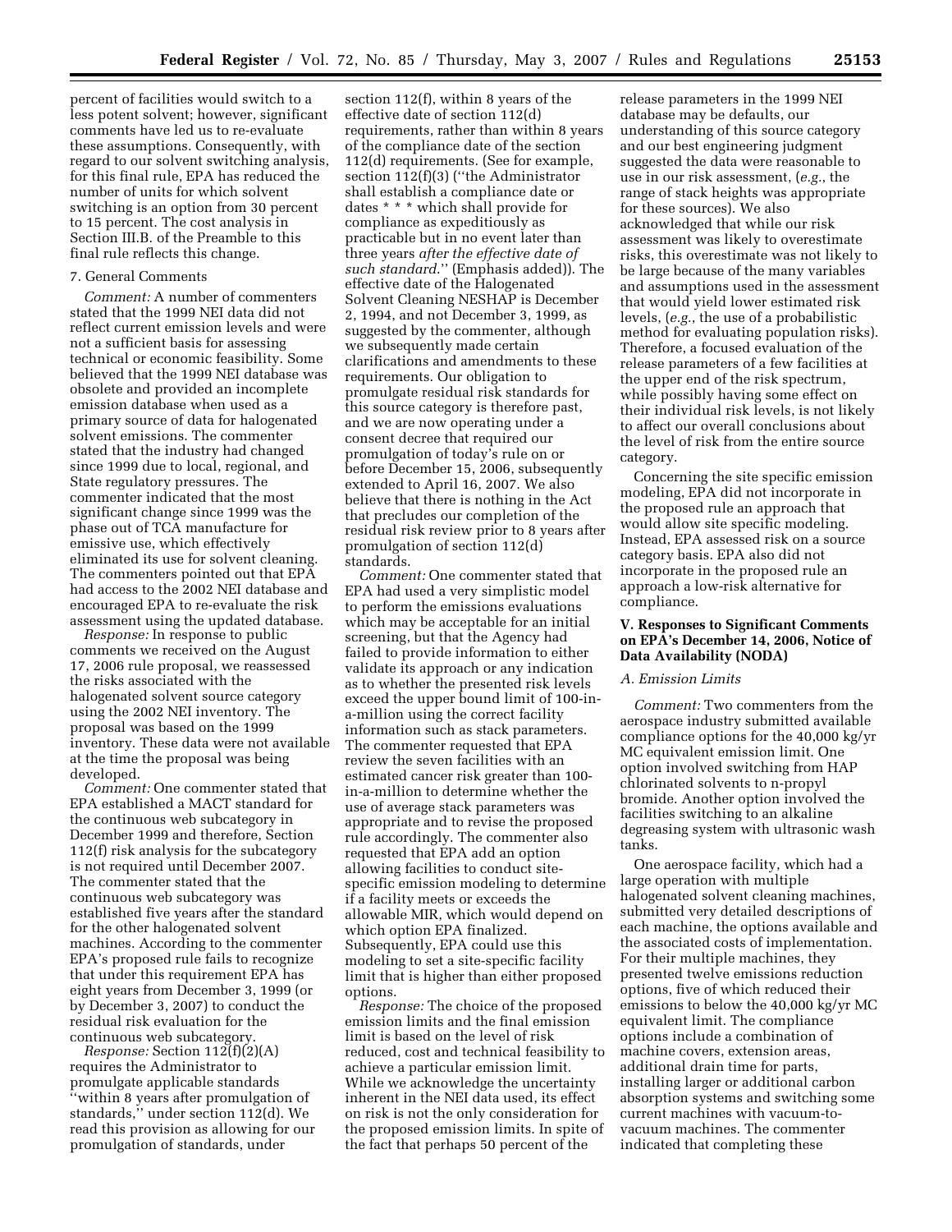percent of facilities would switch to a less potent solvent; however, significant comments have led us to re-evaluate these assumptions. Consequently, with regard to our solvent switching analysis, for this final rule, EPA has reduced the number of units for which solvent switching is an option from 30 percent to 15 percent. The cost analysis in Section III.B. of the Preamble to this final rule reflects this change.

7. General Comments

*Comment:* A number of commenters stated that the 1999 NEI data did not reflect current emission levels and were not a sufficient basis for assessing technical or economic feasibility. Some believed that the 1999 NEI database was obsolete and provided an incomplete emission database when used as a primary source of data for halogenated solvent emissions. The commenter stated that the industry had changed since 1999 due to local, regional, and State regulatory pressures. The commenter indicated that the most significant change since 1999 was the phase out of TCA manufacture for emissive use, which effectively eliminated its use for solvent cleaning. The commenters pointed out that EPA had access to the 2002 NEI database and encouraged EPA to re-evaluate the risk assessment using the updated database.

*Response:* In response to public comments we received on the August 17, 2006 rule proposal, we reassessed the risks associated with the halogenated solvent source category using the 2002 NEI inventory. The proposal was based on the 1999 inventory. These data were not available at the time the proposal was being developed.

*Comment:* One commenter stated that EPA established a MACT standard for the continuous web subcategory in December 1999 and therefore, Section 112(f) risk analysis for the subcategory is not required until December 2007. The commenter stated that the continuous web subcategory was established five years after the standard for the other halogenated solvent machines. According to the commenter EPA's proposed rule fails to recognize that under this requirement EPA has eight years from December 3, 1999 (or by December 3, 2007) to conduct the residual risk evaluation for the continuous web subcategory.

*Response:* Section 112(f)(2)(A) requires the Administrator to promulgate applicable standards "within 8 years after promulgation of standards," under section 112(d). We read this provision as allowing for our promulgation of standards, under section 112(f), within 8 years of the effective date of section 112(d) requirements, rather than within 8 years of the compliance date of the section 112(d) requirements. (See for example, section 112(f)(3) ("the Administrator shall establish a compliance date or dates * * * which shall provide for compliance as expeditiously as practicable but in no event later than three years *after the effective date of such standard.*" (Emphasis added)). The effective date of the Halogenated Solvent Cleaning NESHAP is December 2, 1994, and not December 3, 1999, as suggested by the commenter, although we subsequently made certain clarifications and amendments to these requirements. Our obligation to promulgate residual risk standards for this source category is therefore past, and we are now operating under a consent decree that required our promulgation of today's rule on or before December 15, 2006, subsequently extended to April 16, 2007. We also believe that there is nothing in the Act that precludes our completion of the residual risk review prior to 8 years after promulgation of section 112(d) standards.

*Comment:* One commenter stated that EPA had used a very simplistic model to perform the emissions evaluations which may be acceptable for an initial screening, but that the Agency had failed to provide information to either validate its approach or any indication as to whether the presented risk levels exceed the upper bound limit of 100-in-a-million using the correct facility information such as stack parameters. The commenter requested that EPA review the seven facilities with an estimated cancer risk greater than 100-in-a-million to determine whether the use of average stack parameters was appropriate and to revise the proposed rule accordingly. The commenter also requested that EPA add an option allowing facilities to conduct site-specific emission modeling to determine if a facility meets or exceeds the allowable MIR, which would depend on which option EPA finalized. Subsequently, EPA could use this modeling to set a site-specific facility limit that is higher than either proposed options.

*Response:* The choice of the proposed emission limits and the final emission limit is based on the level of risk reduced, cost and technical feasibility to achieve a particular emission limit. While we acknowledge the uncertainty inherent in the NEI data used, its effect on risk is not the only consideration for the proposed emission limits. In spite of the fact that perhaps 50 percent of the release parameters in the 1999 NEI database may be defaults, our understanding of this source category and our best engineering judgment suggested the data were reasonable to use in our risk assessment, (*e.g.*, the range of stack heights was appropriate for these sources). We also acknowledged that while our risk assessment was likely to overestimate risks, this overestimate was not likely to be large because of the many variables and assumptions used in the assessment that would yield lower estimated risk levels, (*e.g.*, the use of a probabilistic method for evaluating population risks). Therefore, a focused evaluation of the release parameters of a few facilities at the upper end of the risk spectrum, while possibly having some effect on their individual risk levels, is not likely to affect our overall conclusions about the level of risk from the entire source category.

Concerning the site specific emission modeling, EPA did not incorporate in the proposed rule an approach that would allow site specific modeling. Instead, EPA assessed risk on a source category basis. EPA also did not incorporate in the proposed rule an approach a low-risk alternative for compliance.

## V. Responses to Significant Comments on EPA's December 14, 2006, Notice of Data Availability (NODA)

### A. Emission Limits

*Comment:* Two commenters from the aerospace industry submitted available compliance options for the 40,000 kg/yr MC equivalent emission limit. One option involved switching from HAP chlorinated solvents to n-propyl bromide. Another option involved the facilities switching to an alkaline degreasing system with ultrasonic wash tanks.

One aerospace facility, which had a large operation with multiple halogenated solvent cleaning machines, submitted very detailed descriptions of each machine, the options available and the associated costs of implementation. For their multiple machines, they presented twelve emissions reduction options, five of which reduced their emissions to below the 40,000 kg/yr MC equivalent limit. The compliance options include a combination of machine covers, extension areas, additional drain time for parts, installing larger or additional carbon absorption systems and switching some current machines with vacuum-to-vacuum machines. The commenter indicated that completing these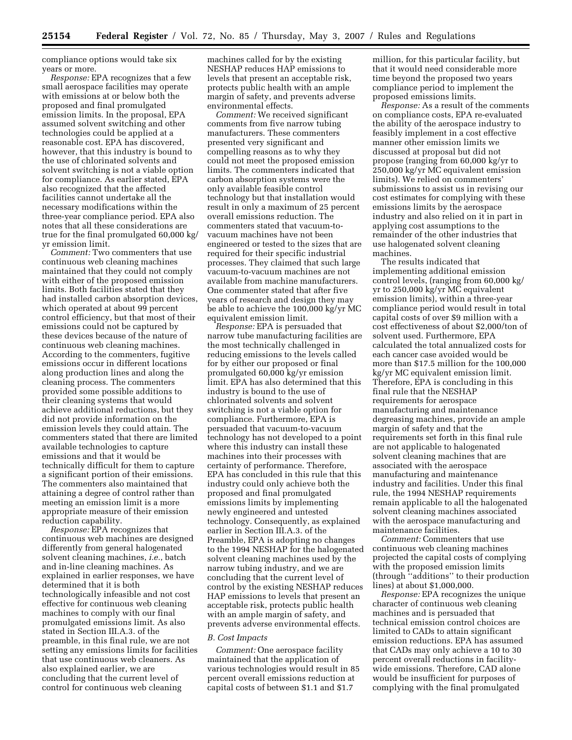compliance options would take six years or more.

*Response:* EPA recognizes that a few small aerospace facilities may operate with emissions at or below both the proposed and final promulgated emission limits. In the proposal, EPA assumed solvent switching and other technologies could be applied at a reasonable cost. EPA has discovered, however, that this industry is bound to the use of chlorinated solvents and solvent switching is not a viable option for compliance. As earlier stated, EPA also recognized that the affected facilities cannot undertake all the necessary modifications within the three-year compliance period. EPA also notes that all these considerations are true for the final promulgated 60,000 kg/yr emission limit.

*Comment:* Two commenters that use continuous web cleaning machines maintained that they could not comply with either of the proposed emission limits. Both facilities stated that they had installed carbon absorption devices, which operated at about 99 percent control efficiency, but that most of their emissions could not be captured by these devices because of the nature of continuous web cleaning machines. According to the commenters, fugitive emissions occur in different locations along production lines and along the cleaning process. The commenters provided some possible additions to their cleaning systems that would achieve additional reductions, but they did not provide information on the emission levels they could attain. The commenters stated that there are limited available technologies to capture emissions and that it would be technically difficult for them to capture a significant portion of their emissions. The commenters also maintained that attaining a degree of control rather than meeting an emission limit is a more appropriate measure of their emission reduction capability.

*Response:* EPA recognizes that continuous web machines are designed differently from general halogenated solvent cleaning machines, *i.e.*, batch and in-line cleaning machines. As explained in earlier responses, we have determined that it is both technologically infeasible and not cost effective for continuous web cleaning machines to comply with our final promulgated emissions limit. As also stated in Section III.A.3. of the preamble, in this final rule, we are not setting any emissions limits for facilities that use continuous web cleaners. As also explained earlier, we are concluding that the current level of control for continuous web cleaning machines called for by the existing NESHAP reduces HAP emissions to levels that present an acceptable risk, protects public health with an ample margin of safety, and prevents adverse environmental effects.

*Comment:* We received significant comments from five narrow tubing manufacturers. These commenters presented very significant and compelling reasons as to why they could not meet the proposed emission limits. The commenters indicated that carbon absorption systems were the only available feasible control technology but that installation would result in only a maximum of 25 percent overall emissions reduction. The commenters stated that vacuum-to-vacuum machines have not been engineered or tested to the sizes that are required for their specific industrial processes. They claimed that such large vacuum-to-vacuum machines are not available from machine manufacturers. One commenter stated that after five years of research and design they may be able to achieve the 100,000 kg/yr MC equivalent emission limit.

*Response:* EPA is persuaded that narrow tube manufacturing facilities are the most technically challenged in reducing emissions to the levels called for by either our proposed or final promulgated 60,000 kg/yr emission limit. EPA has also determined that this industry is bound to the use of chlorinated solvents and solvent switching is not a viable option for compliance. Furthermore, EPA is persuaded that vacuum-to-vacuum technology has not developed to a point where this industry can install these machines into their processes with certainty of performance. Therefore, EPA has concluded in this rule that this industry could only achieve both the proposed and final promulgated emissions limits by implementing newly engineered and untested technology. Consequently, as explained earlier in Section III.A.3. of the Preamble, EPA is adopting no changes to the 1994 NESHAP for the halogenated solvent cleaning machines used by the narrow tubing industry, and we are concluding that the current level of control by the existing NESHAP reduces HAP emissions to levels that present an acceptable risk, protects public health with an ample margin of safety, and prevents adverse environmental effects.

### *B. Cost Impacts*

*Comment:* One aerospace facility maintained that the application of various technologies would result in 85 percent overall emissions reduction at capital costs of between $1.1 and $1.7 million, for this particular facility, but that it would need considerable more time beyond the proposed two years compliance period to implement the proposed emissions limits.

*Response:* As a result of the comments on compliance costs, EPA re-evaluated the ability of the aerospace industry to feasibly implement in a cost effective manner other emission limits we discussed at proposal but did not propose (ranging from 60,000 kg/yr to 250,000 kg/yr MC equivalent emission limits). We relied on commenters' submissions to assist us in revising our cost estimates for complying with these emissions limits by the aerospace industry and also relied on it in part in applying cost assumptions to the remainder of the other industries that use halogenated solvent cleaning machines.

The results indicated that implementing additional emission control levels, (ranging from 60,000 kg/yr to 250,000 kg/yr MC equivalent emission limits), within a three-year compliance period would result in total capital costs of over $9 million with a cost effectiveness of about $2,000/ton of solvent used. Furthermore, EPA calculated the total annualized costs for each cancer case avoided would be more than $17.5 million for the 100,000 kg/yr MC equivalent emission limit. Therefore, EPA is concluding in this final rule that the NESHAP requirements for aerospace manufacturing and maintenance degreasing machines, provide an ample margin of safety and that the requirements set forth in this final rule are not applicable to halogenated solvent cleaning machines that are associated with the aerospace manufacturing and maintenance industry and facilities. Under this final rule, the 1994 NESHAP requirements remain applicable to all the halogenated solvent cleaning machines associated with the aerospace manufacturing and maintenance facilities.

*Comment:* Commenters that use continuous web cleaning machines projected the capital costs of complying with the proposed emission limits (through "additions" to their production lines) at about $1,000,000.

*Response:* EPA recognizes the unique character of continuous web cleaning machines and is persuaded that technical emission control choices are limited to CADs to attain significant emission reductions. EPA has assumed that CADs may only achieve a 10 to 30 percent overall reductions in facility-wide emissions. Therefore, CAD alone would be insufficient for purposes of complying with the final promulgated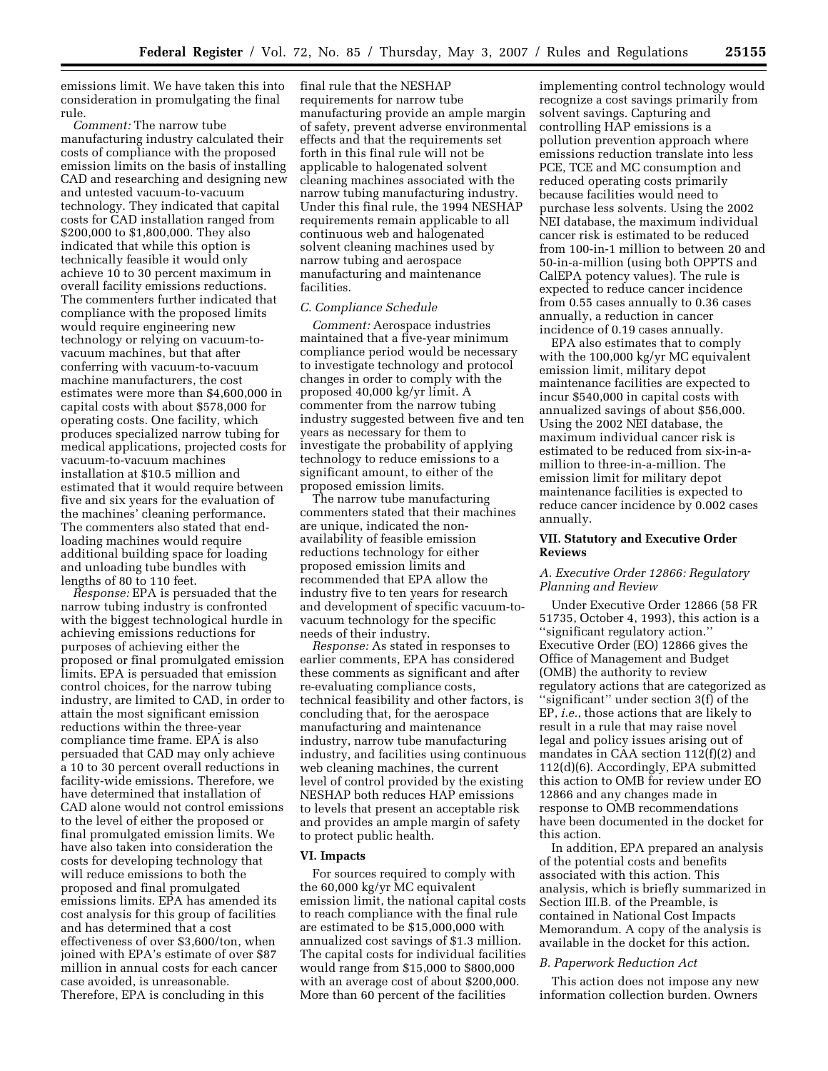emissions limit. We have taken this into consideration in promulgating the final rule.

*Comment:* The narrow tube manufacturing industry calculated their costs of compliance with the proposed emission limits on the basis of installing CAD and researching and designing new and untested vacuum-to-vacuum technology. They indicated that capital costs for CAD installation ranged from $200,000 to $1,800,000. They also indicated that while this option is technically feasible it would only achieve 10 to 30 percent maximum in overall facility emissions reductions. The commenters further indicated that compliance with the proposed limits would require engineering new technology or relying on vacuum-to-vacuum machines, but that after conferring with vacuum-to-vacuum machine manufacturers, the cost estimates were more than $4,600,000 in capital costs with about $578,000 for operating costs. One facility, which produces specialized narrow tubing for medical applications, projected costs for vacuum-to-vacuum machines installation at $10.5 million and estimated that it would require between five and six years for the evaluation of the machines' cleaning performance. The commenters also stated that end-loading machines would require additional building space for loading and unloading tube bundles with lengths of 80 to 110 feet.

*Response:* EPA is persuaded that the narrow tubing industry is confronted with the biggest technological hurdle in achieving emissions reductions for purposes of achieving either the proposed or final promulgated emission limits. EPA is persuaded that emission control choices, for the narrow tubing industry, are limited to CAD, in order to attain the most significant emission reductions within the three-year compliance time frame. EPA is also persuaded that CAD may only achieve a 10 to 30 percent overall reductions in facility-wide emissions. Therefore, we have determined that installation of CAD alone would not control emissions to the level of either the proposed or final promulgated emission limits. We have also taken into consideration the costs for developing technology that will reduce emissions to both the proposed and final promulgated emissions limits. EPA has amended its cost analysis for this group of facilities and has determined that a cost effectiveness of over $3,600/ton, when joined with EPA's estimate of over $87 million in annual costs for each cancer case avoided, is unreasonable. Therefore, EPA is concluding in this final rule that the NESHAP requirements for narrow tube manufacturing provide an ample margin of safety, prevent adverse environmental effects and that the requirements set forth in this final rule will not be applicable to halogenated solvent cleaning machines associated with the narrow tubing manufacturing industry. Under this final rule, the 1994 NESHAP requirements remain applicable to all continuous web and halogenated solvent cleaning machines used by narrow tubing and aerospace manufacturing and maintenance facilities.

### *C. Compliance Schedule*

*Comment:* Aerospace industries maintained that a five-year minimum compliance period would be necessary to investigate technology and protocol changes in order to comply with the proposed 40,000 kg/yr limit. A commenter from the narrow tubing industry suggested between five and ten years as necessary for them to investigate the probability of applying technology to reduce emissions to a significant amount, to either of the proposed emission limits.

The narrow tube manufacturing commenters stated that their machines are unique, indicated the non-availability of feasible emission reductions technology for either proposed emission limits and recommended that EPA allow the industry five to ten years for research and development of specific vacuum-to-vacuum technology for the specific needs of their industry.

*Response:* As stated in responses to earlier comments, EPA has considered these comments as significant and after re-evaluating compliance costs, technical feasibility and other factors, is concluding that, for the aerospace manufacturing and maintenance industry, narrow tube manufacturing industry, and facilities using continuous web cleaning machines, the current level of control provided by the existing NESHAP both reduces HAP emissions to levels that present an acceptable risk and provides an ample margin of safety to protect public health.

## VI. Impacts

For sources required to comply with the 60,000 kg/yr MC equivalent emission limit, the national capital costs to reach compliance with the final rule are estimated to be $15,000,000 with annualized cost savings of $1.3 million. The capital costs for individual facilities would range from $15,000 to $800,000 with an average cost of about $200,000. More than 60 percent of the facilities implementing control technology would recognize a cost savings primarily from solvent savings. Capturing and controlling HAP emissions is a pollution prevention approach where emissions reduction translate into less PCE, TCE and MC consumption and reduced operating costs primarily because facilities would need to purchase less solvents. Using the 2002 NEI database, the maximum individual cancer risk is estimated to be reduced from 100-in-1 million to between 20 and 50-in-a-million (using both OPPTS and CalEPA potency values). The rule is expected to reduce cancer incidence from 0.55 cases annually to 0.36 cases annually, a reduction in cancer incidence of 0.19 cases annually.

EPA also estimates that to comply with the 100,000 kg/yr MC equivalent emission limit, military depot maintenance facilities are expected to incur $540,000 in capital costs with annualized savings of about $56,000. Using the 2002 NEI database, the maximum individual cancer risk is estimated to be reduced from six-in-a-million to three-in-a-million. The emission limit for military depot maintenance facilities is expected to reduce cancer incidence by 0.002 cases annually.

## VII. Statutory and Executive Order Reviews

### *A. Executive Order 12866: Regulatory Planning and Review*

Under Executive Order 12866 (58 FR 51735, October 4, 1993), this action is a ''significant regulatory action.'' Executive Order (EO) 12866 gives the Office of Management and Budget (OMB) the authority to review regulatory actions that are categorized as ''significant'' under section 3(f) of the EP, *i.e.*, those actions that are likely to result in a rule that may raise novel legal and policy issues arising out of mandates in CAA section 112(f)(2) and 112(d)(6). Accordingly, EPA submitted this action to OMB for review under EO 12866 and any changes made in response to OMB recommendations have been documented in the docket for this action.

In addition, EPA prepared an analysis of the potential costs and benefits associated with this action. This analysis, which is briefly summarized in Section III.B. of the Preamble, is contained in National Cost Impacts Memorandum. A copy of the analysis is available in the docket for this action.

### *B. Paperwork Reduction Act*

This action does not impose any new information collection burden. Owners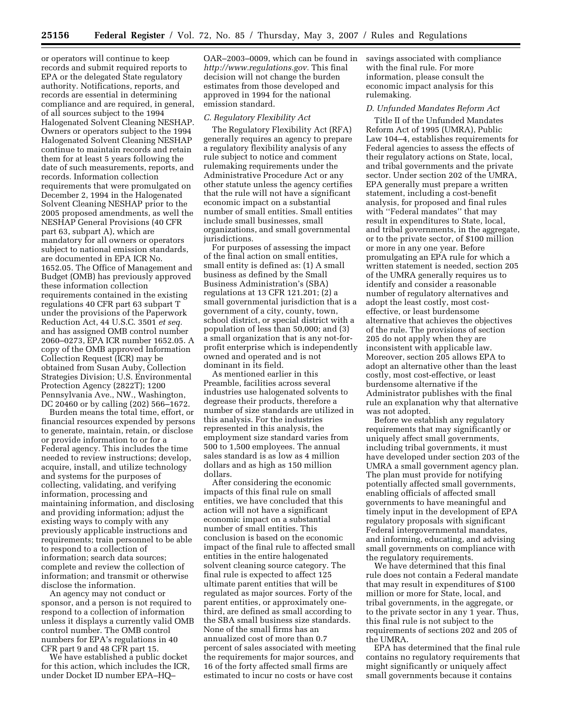or operators will continue to keep records and submit required reports to EPA or the delegated State regulatory authority. Notifications, reports, and records are essential in determining compliance and are required, in general, of all sources subject to the 1994 Halogenated Solvent Cleaning NESHAP. Owners or operators subject to the 1994 Halogenated Solvent Cleaning NESHAP continue to maintain records and retain them for at least 5 years following the date of such measurements, reports, and records. Information collection requirements that were promulgated on December 2, 1994 in the Halogenated Solvent Cleaning NESHAP prior to the 2005 proposed amendments, as well the NESHAP General Provisions (40 CFR part 63, subpart A), which are mandatory for all owners or operators subject to national emission standards, are documented in EPA ICR No. 1652.05. The Office of Management and Budget (OMB) has previously approved these information collection requirements contained in the existing regulations 40 CFR part 63 subpart T under the provisions of the Paperwork Reduction Act, 44 U.S.C. 3501 *et seq.* and has assigned OMB control number 2060–0273, EPA ICR number 1652.05. A copy of the OMB approved Information Collection Request (ICR) may be obtained from Susan Auby, Collection Strategies Division; U.S. Environmental Protection Agency (2822T); 1200 Pennsylvania Ave., NW., Washington, DC 20460 or by calling (202) 566–1672.

Burden means the total time, effort, or financial resources expended by persons to generate, maintain, retain, or disclose or provide information to or for a Federal agency. This includes the time needed to review instructions; develop, acquire, install, and utilize technology and systems for the purposes of collecting, validating, and verifying information, processing and maintaining information, and disclosing and providing information; adjust the existing ways to comply with any previously applicable instructions and requirements; train personnel to be able to respond to a collection of information; search data sources; complete and review the collection of information; and transmit or otherwise disclose the information.

An agency may not conduct or sponsor, and a person is not required to respond to a collection of information unless it displays a currently valid OMB control number. The OMB control numbers for EPA's regulations in 40 CFR part 9 and 48 CFR part 15.

We have established a public docket for this action, which includes the ICR, under Docket ID number EPA–HQ–OAR–2003–0009, which can be found in *http://www.regulations.gov.* This final decision will not change the burden estimates from those developed and approved in 1994 for the national emission standard.

### C. Regulatory Flexibility Act

The Regulatory Flexibility Act (RFA) generally requires an agency to prepare a regulatory flexibility analysis of any rule subject to notice and comment rulemaking requirements under the Administrative Procedure Act or any other statute unless the agency certifies that the rule will not have a significant economic impact on a substantial number of small entities. Small entities include small businesses, small organizations, and small governmental jurisdictions.

For purposes of assessing the impact of the final action on small entities, small entity is defined as: (1) A small business as defined by the Small Business Administration's (SBA) regulations at 13 CFR 121.201; (2) a small governmental jurisdiction that is a government of a city, county, town, school district, or special district with a population of less than 50,000; and (3) a small organization that is any not-for-profit enterprise which is independently owned and operated and is not dominant in its field.

As mentioned earlier in this Preamble, facilities across several industries use halogenated solvents to degrease their products, therefore a number of size standards are utilized in this analysis. For the industries represented in this analysis, the employment size standard varies from 500 to 1,500 employees. The annual sales standard is as low as 4 million dollars and as high as 150 million dollars.

After considering the economic impacts of this final rule on small entities, we have concluded that this action will not have a significant economic impact on a substantial number of small entities. This conclusion is based on the economic impact of the final rule to affected small entities in the entire halogenated solvent cleaning source category. The final rule is expected to affect 125 ultimate parent entities that will be regulated as major sources. Forty of the parent entities, or approximately one-third, are defined as small according to the SBA small business size standards. None of the small firms has an annualized cost of more than 0.7 percent of sales associated with meeting the requirements for major sources, and 16 of the forty affected small firms are estimated to incur no costs or have cost savings associated with compliance with the final rule. For more information, please consult the economic impact analysis for this rulemaking.

### D. Unfunded Mandates Reform Act

Title II of the Unfunded Mandates Reform Act of 1995 (UMRA), Public Law 104–4, establishes requirements for Federal agencies to assess the effects of their regulatory actions on State, local, and tribal governments and the private sector. Under section 202 of the UMRA, EPA generally must prepare a written statement, including a cost-benefit analysis, for proposed and final rules with "Federal mandates" that may result in expenditures to State, local, and tribal governments, in the aggregate, or to the private sector, of $100 million or more in any one year. Before promulgating an EPA rule for which a written statement is needed, section 205 of the UMRA generally requires us to identify and consider a reasonable number of regulatory alternatives and adopt the least costly, most cost-effective, or least burdensome alternative that achieves the objectives of the rule. The provisions of section 205 do not apply when they are inconsistent with applicable law. Moreover, section 205 allows EPA to adopt an alternative other than the least costly, most cost-effective, or least burdensome alternative if the Administrator publishes with the final rule an explanation why that alternative was not adopted.

Before we establish any regulatory requirements that may significantly or uniquely affect small governments, including tribal governments, it must have developed under section 203 of the UMRA a small government agency plan. The plan must provide for notifying potentially affected small governments, enabling officials of affected small governments to have meaningful and timely input in the development of EPA regulatory proposals with significant Federal intergovernmental mandates, and informing, educating, and advising small governments on compliance with the regulatory requirements.

We have determined that this final rule does not contain a Federal mandate that may result in expenditures of $100 million or more for State, local, and tribal governments, in the aggregate, or to the private sector in any 1 year. Thus, this final rule is not subject to the requirements of sections 202 and 205 of the UMRA.

EPA has determined that the final rule contains no regulatory requirements that might significantly or uniquely affect small governments because it contains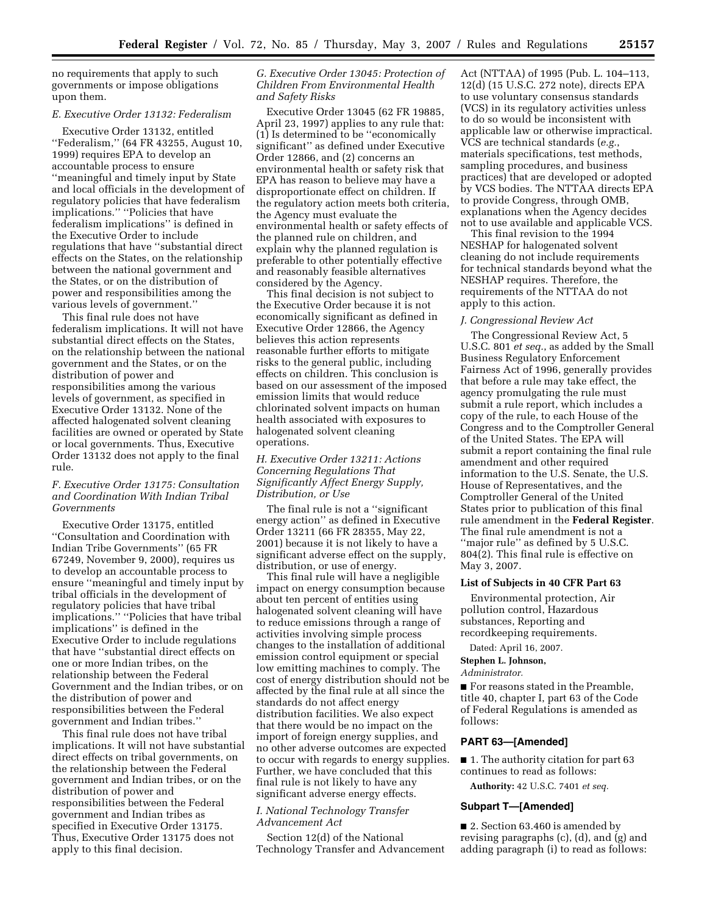no requirements that apply to such governments or impose obligations upon them.

### *E. Executive Order 13132: Federalism*

Executive Order 13132, entitled ''Federalism,'' (64 FR 43255, August 10, 1999) requires EPA to develop an accountable process to ensure ''meaningful and timely input by State and local officials in the development of regulatory policies that have federalism implications.'' ''Policies that have federalism implications'' is defined in the Executive Order to include regulations that have ''substantial direct effects on the States, on the relationship between the national government and the States, or on the distribution of power and responsibilities among the various levels of government.''

This final rule does not have federalism implications. It will not have substantial direct effects on the States, on the relationship between the national government and the States, or on the distribution of power and responsibilities among the various levels of government, as specified in Executive Order 13132. None of the affected halogenated solvent cleaning facilities are owned or operated by State or local governments. Thus, Executive Order 13132 does not apply to the final rule.

### *F. Executive Order 13175: Consultation and Coordination With Indian Tribal Governments*

Executive Order 13175, entitled ''Consultation and Coordination with Indian Tribe Governments'' (65 FR 67249, November 9, 2000), requires us to develop an accountable process to ensure ''meaningful and timely input by tribal officials in the development of regulatory policies that have tribal implications.'' ''Policies that have tribal implications'' is defined in the Executive Order to include regulations that have ''substantial direct effects on one or more Indian tribes, on the relationship between the Federal Government and the Indian tribes, or on the distribution of power and responsibilities between the Federal government and Indian tribes.''

This final rule does not have tribal implications. It will not have substantial direct effects on tribal governments, on the relationship between the Federal government and Indian tribes, or on the distribution of power and responsibilities between the Federal government and Indian tribes as specified in Executive Order 13175. Thus, Executive Order 13175 does not apply to this final decision.

### *G. Executive Order 13045: Protection of Children From Environmental Health and Safety Risks*

Executive Order 13045 (62 FR 19885, April 23, 1997) applies to any rule that: (1) Is determined to be ''economically significant'' as defined under Executive Order 12866, and (2) concerns an environmental health or safety risk that EPA has reason to believe may have a disproportionate effect on children. If the regulatory action meets both criteria, the Agency must evaluate the environmental health or safety effects of the planned rule on children, and explain why the planned regulation is preferable to other potentially effective and reasonably feasible alternatives considered by the Agency.

This final decision is not subject to the Executive Order because it is not economically significant as defined in Executive Order 12866, the Agency believes this action represents reasonable further efforts to mitigate risks to the general public, including effects on children. This conclusion is based on our assessment of the imposed emission limits that would reduce chlorinated solvent impacts on human health associated with exposures to halogenated solvent cleaning operations.

### *H. Executive Order 13211: Actions Concerning Regulations That Significantly Affect Energy Supply, Distribution, or Use*

The final rule is not a ''significant energy action'' as defined in Executive Order 13211 (66 FR 28355, May 22, 2001) because it is not likely to have a significant adverse effect on the supply, distribution, or use of energy.

This final rule will have a negligible impact on energy consumption because about ten percent of entities using halogenated solvent cleaning will have to reduce emissions through a range of activities involving simple process changes to the installation of additional emission control equipment or special low emitting machines to comply. The cost of energy distribution should not be affected by the final rule at all since the standards do not affect energy distribution facilities. We also expect that there would be no impact on the import of foreign energy supplies, and no other adverse outcomes are expected to occur with regards to energy supplies. Further, we have concluded that this final rule is not likely to have any significant adverse energy effects.

### *I. National Technology Transfer Advancement Act*

Section 12(d) of the National Technology Transfer and Advancement Act (NTTAA) of 1995 (Pub. L. 104–113, 12(d) (15 U.S.C. 272 note), directs EPA to use voluntary consensus standards (VCS) in its regulatory activities unless to do so would be inconsistent with applicable law or otherwise impractical. VCS are technical standards (*e.g.*, materials specifications, test methods, sampling procedures, and business practices) that are developed or adopted by VCS bodies. The NTTAA directs EPA to provide Congress, through OMB, explanations when the Agency decides not to use available and applicable VCS.

This final revision to the 1994 NESHAP for halogenated solvent cleaning do not include requirements for technical standards beyond what the NESHAP requires. Therefore, the requirements of the NTTAA do not apply to this action.

### *J. Congressional Review Act*

The Congressional Review Act, 5 U.S.C. 801 *et seq.*, as added by the Small Business Regulatory Enforcement Fairness Act of 1996, generally provides that before a rule may take effect, the agency promulgating the rule must submit a rule report, which includes a copy of the rule, to each House of the Congress and to the Comptroller General of the United States. The EPA will submit a report containing the final rule amendment and other required information to the U.S. Senate, the U.S. House of Representatives, and the Comptroller General of the United States prior to publication of this final rule amendment in the **Federal Register**. The final rule amendment is not a ''major rule'' as defined by 5 U.S.C. 804(2). This final rule is effective on May 3, 2007.

**List of Subjects in 40 CFR Part 63**

Environmental protection, Air pollution control, Hazardous substances, Reporting and recordkeeping requirements.

Dated: April 16, 2007.

**Stephen L. Johnson,**

*Administrator.*

■ For reasons stated in the Preamble, title 40, chapter I, part 63 of the Code of Federal Regulations is amended as follows:

**PART 63—[Amended]**

■ 1. The authority citation for part 63 continues to read as follows:

**Authority:** 42 U.S.C. 7401 *et seq.*

**Subpart T—[Amended]**

■ 2. Section 63.460 is amended by revising paragraphs (c), (d), and (g) and adding paragraph (i) to read as follows: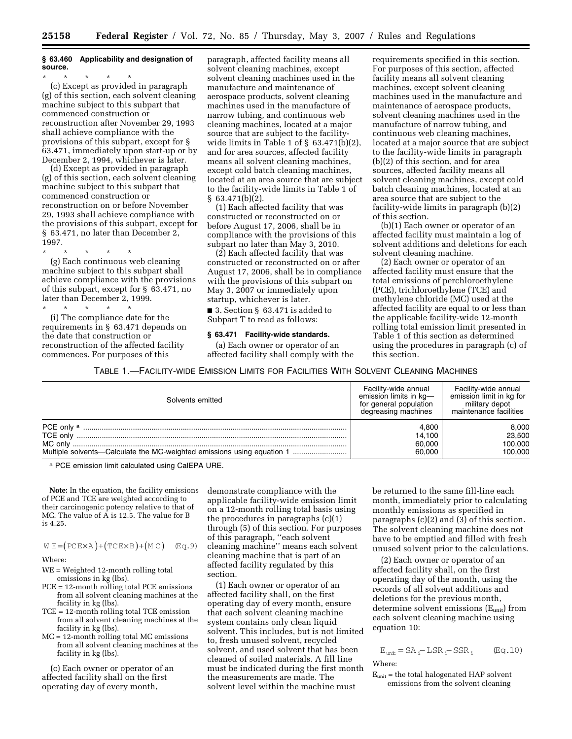**§ 63.460 Applicability and designation of source.**

\* \* \* \* \*

(c) Except as provided in paragraph (g) of this section, each solvent cleaning machine subject to this subpart that commenced construction or reconstruction after November 29, 1993 shall achieve compliance with the provisions of this subpart, except for § 63.471, immediately upon start-up or by December 2, 1994, whichever is later.

(d) Except as provided in paragraph (g) of this section, each solvent cleaning machine subject to this subpart that commenced construction or reconstruction on or before November 29, 1993 shall achieve compliance with the provisions of this subpart, except for § 63.471, no later than December 2, 1997.

\* \* \* \* \*

(g) Each continuous web cleaning machine subject to this subpart shall achieve compliance with the provisions of this subpart, except for § 63.471, no later than December 2, 1999.

\* \* \* \* \*

(i) The compliance date for the requirements in § 63.471 depends on the date that construction or reconstruction of the affected facility commences. For purposes of this paragraph, affected facility means all solvent cleaning machines, except solvent cleaning machines used in the manufacture and maintenance of aerospace products, solvent cleaning machines used in the manufacture of narrow tubing, and continuous web cleaning machines, located at a major source that are subject to the facility-wide limits in Table 1 of § 63.471(b)(2), and for area sources, affected facility means all solvent cleaning machines, except cold batch cleaning machines, located at an area source that are subject to the facility-wide limits in Table 1 of § 63.471(b)(2).

(1) Each affected facility that was constructed or reconstructed on or before August 17, 2006, shall be in compliance with the provisions of this subpart no later than May 3, 2010.

(2) Each affected facility that was constructed or reconstructed on or after August 17, 2006, shall be in compliance with the provisions of this subpart on May 3, 2007 or immediately upon startup, whichever is later.

■ 3. Section § 63.471 is added to Subpart T to read as follows:

**§ 63.471 Facility-wide standards.**

(a) Each owner or operator of an affected facility shall comply with the requirements specified in this section. For purposes of this section, affected facility means all solvent cleaning machines, except solvent cleaning machines used in the manufacture and maintenance of aerospace products, solvent cleaning machines used in the manufacture of narrow tubing, and continuous web cleaning machines, located at a major source that are subject to the facility-wide limits in paragraph (b)(2) of this section, and for area sources, affected facility means all solvent cleaning machines, except cold batch cleaning machines, located at an area source that are subject to the facility-wide limits in paragraph (b)(2) of this section.

(b)(1) Each owner or operator of an affected facility must maintain a log of solvent additions and deletions for each solvent cleaning machine.

(2) Each owner or operator of an affected facility must ensure that the total emissions of perchloroethylene (PCE), trichloroethylene (TCE) and methylene chloride (MC) used at the affected facility are equal to or less than the applicable facility-wide 12-month rolling total emission limit presented in Table 1 of this section as determined using the procedures in paragraph (c) of this section.

TABLE 1.—FACILITY-WIDE EMISSION LIMITS FOR FACILITIES WITH SOLVENT CLEANING MACHINES

| Solvents emitted | Facility-wide annual emission limits in kg—for general population degreasing machines | Facility-wide annual emission limit in kg for military depot maintenance facilities |
|---|---|---|
| PCE only [a] | 4,800 | 8,000 |
| TCE only | 14,100 | 23,500 |
| MC only | 60,000 | 100,000 |
| Multiple solvents—Calculate the MC-weighted emissions using equation 1 | 60,000 | 100,000 |

[a] PCE emission limit calculated using CalEPA URE.

**Note:** In the equation, the facility emissions of PCE and TCE are weighted according to their carcinogenic potency relative to that of MC. The value of A is 12.5. The value for B is 4.25.

$$WE = (PCE \times A) + (TCE \times B) + (MC) \quad \text{(Eq. 9)}$$

Where:

- WE = Weighted 12-month rolling total emissions in kg (lbs).
- PCE = 12-month rolling total PCE emissions from all solvent cleaning machines at the facility in kg (lbs).
- TCE = 12-month rolling total TCE emission from all solvent cleaning machines at the facility in kg (lbs).
- MC = 12-month rolling total MC emissions from all solvent cleaning machines at the facility in kg (lbs).

(c) Each owner or operator of an affected facility shall on the first operating day of every month, demonstrate compliance with the applicable facility-wide emission limit on a 12-month rolling total basis using the procedures in paragraphs (c)(1) through (5) of this section. For purposes of this paragraph, "each solvent cleaning machine" means each solvent cleaning machine that is part of an affected facility regulated by this section.

(1) Each owner or operator of an affected facility shall, on the first operating day of every month, ensure that each solvent cleaning machine system contains only clean liquid solvent. This includes, but is not limited to, fresh unused solvent, recycled solvent, and used solvent that has been cleaned of soiled materials. A fill line must be indicated during the first month the measurements are made. The solvent level within the machine must be returned to the same fill-line each month, immediately prior to calculating monthly emissions as specified in paragraphs (c)(2) and (3) of this section. The solvent cleaning machine does not have to be emptied and filled with fresh unused solvent prior to the calculations.

(2) Each owner or operator of an affected facility shall, on the first operating day of the month, using the records of all solvent additions and deletions for the previous month, determine solvent emissions ($E_{unit}$) from each solvent cleaning machine using equation 10:

$$E_{unit} = SA_i - LSR_i - SSR_i \quad \text{(Eq. 10)}$$

Where:

$E_{unit}$ = the total halogenated HAP solvent emissions from the solvent cleaning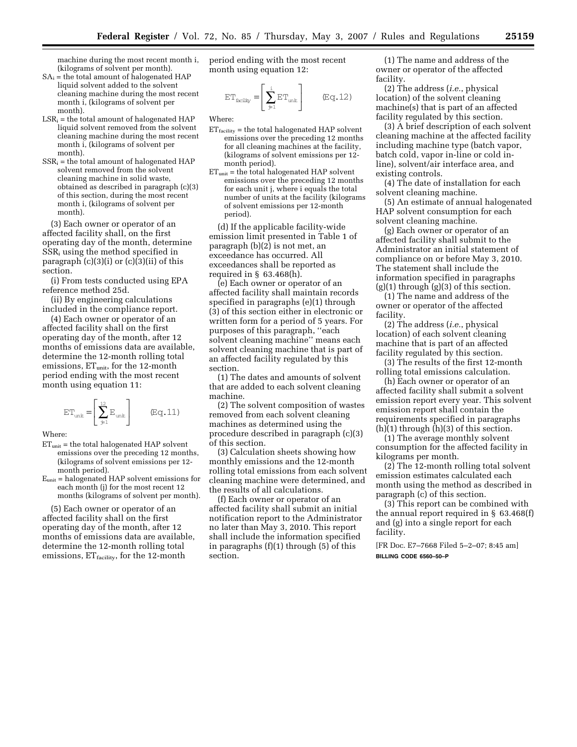machine during the most recent month i, (kilograms of solvent per month).

$SA_i$ = the total amount of halogenated HAP liquid solvent added to the solvent cleaning machine during the most recent month i, (kilograms of solvent per month).

$LSR_i$ = the total amount of halogenated HAP liquid solvent removed from the solvent cleaning machine during the most recent month i, (kilograms of solvent per month).

$SSR_i$ = the total amount of halogenated HAP solvent removed from the solvent cleaning machine in solid waste, obtained as described in paragraph (c)(3) of this section, during the most recent month i, (kilograms of solvent per month).

(3) Each owner or operator of an affected facility shall, on the first operating day of the month, determine $SSR_i$ using the method specified in paragraph (c)(3)(i) or (c)(3)(ii) of this section.

(i) From tests conducted using EPA reference method 25d.

(ii) By engineering calculations included in the compliance report.

(4) Each owner or operator of an affected facility shall on the first operating day of the month, after 12 months of emissions data are available, determine the 12-month rolling total emissions, $ET_{unit}$, for the 12-month period ending with the most recent month using equation 11:

$$ET_{unit} = \left[ \sum_{j=1}^{12} E_{unit} \right] \qquad \text{(Eq. 11)}$$

Where:

$ET_{unit}$ = the total halogenated HAP solvent emissions over the preceding 12 months, (kilograms of solvent emissions per 12-month period).

$E_{unit}$ = halogenated HAP solvent emissions for each month (j) for the most recent 12 months (kilograms of solvent per month).

(5) Each owner or operator of an affected facility shall on the first operating day of the month, after 12 months of emissions data are available, determine the 12-month rolling total emissions, $ET_{facility}$, for the 12-month period ending with the most recent month using equation 12:

$$ET_{facility} = \left[ \sum_{j=1}^{i} ET_{unit} \right] \qquad \text{(Eq. 12)}$$

Where:

$ET_{facility}$ = the total halogenated HAP solvent emissions over the preceding 12 months for all cleaning machines at the facility, (kilograms of solvent emissions per 12-month period).

$ET_{unit}$ = the total halogenated HAP solvent emissions over the preceding 12 months for each unit j, where i equals the total number of units at the facility (kilograms of solvent emissions per 12-month period).

(d) If the applicable facility-wide emission limit presented in Table 1 of paragraph (b)(2) is not met, an exceedance has occurred. All exceedances shall be reported as required in § 63.468(h).

(e) Each owner or operator of an affected facility shall maintain records specified in paragraphs (e)(1) through (3) of this section either in electronic or written form for a period of 5 years. For purposes of this paragraph, "each solvent cleaning machine" means each solvent cleaning machine that is part of an affected facility regulated by this section.

(1) The dates and amounts of solvent that are added to each solvent cleaning machine.

(2) The solvent composition of wastes removed from each solvent cleaning machines as determined using the procedure described in paragraph (c)(3) of this section.

(3) Calculation sheets showing how monthly emissions and the 12-month rolling total emissions from each solvent cleaning machine were determined, and the results of all calculations.

(f) Each owner or operator of an affected facility shall submit an initial notification report to the Administrator no later than May 3, 2010. This report shall include the information specified in paragraphs (f)(1) through (5) of this section.

(1) The name and address of the owner or operator of the affected facility.

(2) The address (*i.e.*, physical location) of the solvent cleaning machine(s) that is part of an affected facility regulated by this section.

(3) A brief description of each solvent cleaning machine at the affected facility including machine type (batch vapor, batch cold, vapor in-line or cold in-line), solvent/air interface area, and existing controls.

(4) The date of installation for each solvent cleaning machine.

(5) An estimate of annual halogenated HAP solvent consumption for each solvent cleaning machine.

(g) Each owner or operator of an affected facility shall submit to the Administrator an initial statement of compliance on or before May 3, 2010. The statement shall include the information specified in paragraphs (g)(1) through (g)(3) of this section.

(1) The name and address of the owner or operator of the affected facility.

(2) The address (*i.e.*, physical location) of each solvent cleaning machine that is part of an affected facility regulated by this section.

(3) The results of the first 12-month rolling total emissions calculation.

(h) Each owner or operator of an affected facility shall submit a solvent emission report every year. This solvent emission report shall contain the requirements specified in paragraphs (h)(1) through (h)(3) of this section.

(1) The average monthly solvent consumption for the affected facility in kilograms per month.

(2) The 12-month rolling total solvent emission estimates calculated each month using the method as described in paragraph (c) of this section.

(3) This report can be combined with the annual report required in § 63.468(f) and (g) into a single report for each facility.

[FR Doc. E7–7668 Filed 5–2–07; 8:45 am]

**BILLING CODE 6560–50–P**